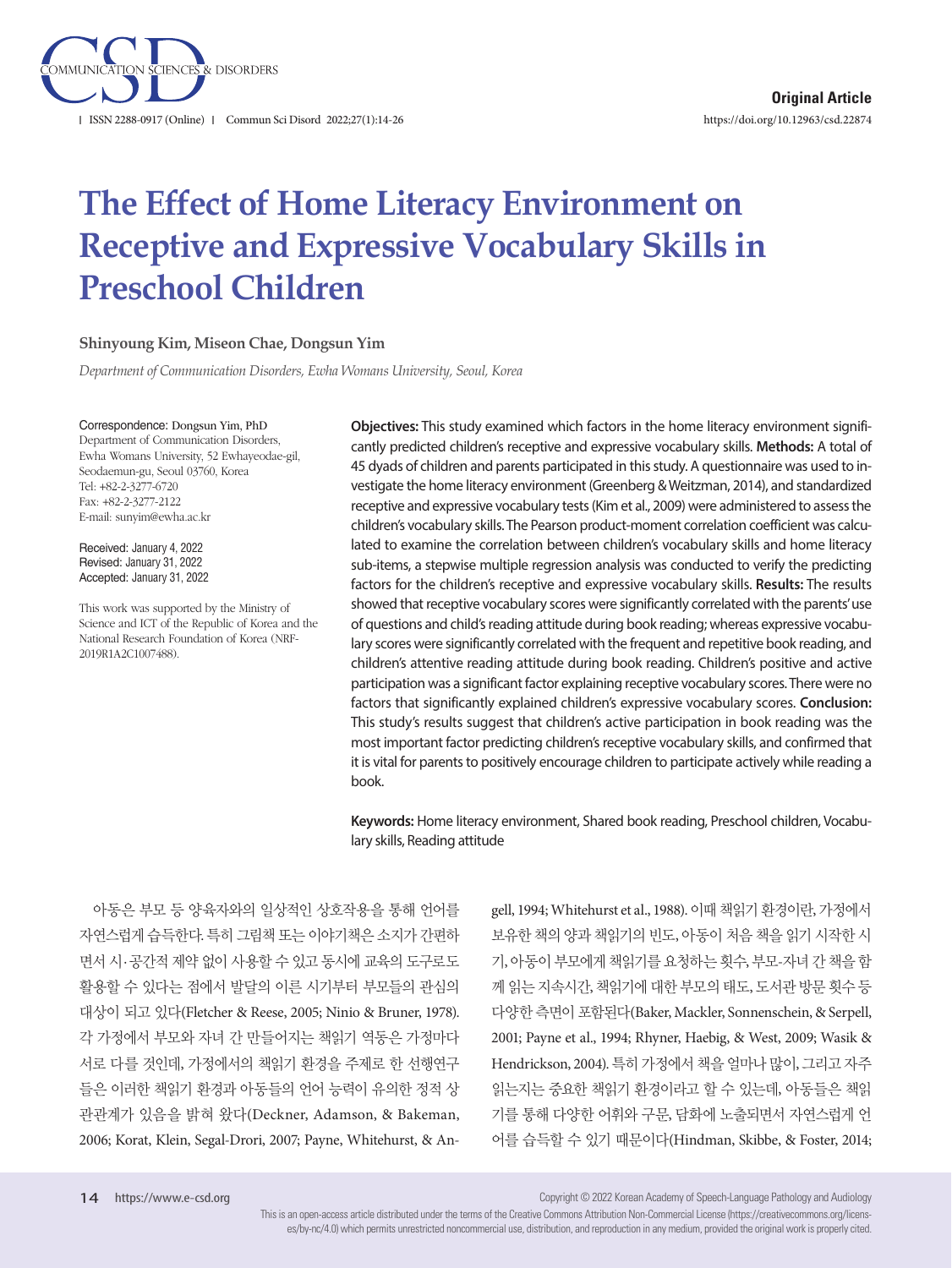Original Article

https://doi.org/10.12963/csd.22874

# The Effect of Home Literacy Environment on Receptive and Expressive Vocabulary Skills in Preschool Children

**Shinyoung Kim, Miseon Chae, Dongsun Yim**

*Department of Communication Disorders, Ewha Womans University, Seoul, Korea*

Correspondence: Dongsun Yim, PhD
Department of Communication Disorders, Ewha Womans University, 52 Ewhayeodae-gil, Seodaemun-gu, Seoul 03760, Korea
Tel: +82-2-3277-6720
Fax: +82-2-3277-2122
E-mail: sunyim@ewha.ac.kr

Received: January 4, 2022
Revised: January 31, 2022
Accepted: January 31, 2022

This work was supported by the Ministry of Science and ICT of the Republic of Korea and the National Research Foundation of Korea (NRF-2019R1A2C1007488).

**Objectives:** This study examined which factors in the home literacy environment significantly predicted children's receptive and expressive vocabulary skills. **Methods:** A total of 45 dyads of children and parents participated in this study. A questionnaire was used to investigate the home literacy environment (Greenberg & Weitzman, 2014), and standardized receptive and expressive vocabulary tests (Kim et al., 2009) were administered to assess the children's vocabulary skills. The Pearson product-moment correlation coefficient was calculated to examine the correlation between children's vocabulary skills and home literacy sub-items, a stepwise multiple regression analysis was conducted to verify the predicting factors for the children's receptive and expressive vocabulary skills. **Results:** The results showed that receptive vocabulary scores were significantly correlated with the parents' use of questions and child's reading attitude during book reading; whereas expressive vocabulary scores were significantly correlated with the frequent and repetitive book reading, and children's attentive reading attitude during book reading. Children's positive and active participation was a significant factor explaining receptive vocabulary scores. There were no factors that significantly explained children's expressive vocabulary scores. **Conclusion:** This study's results suggest that children's active participation in book reading was the most important factor predicting children's receptive vocabulary skills, and confirmed that it is vital for parents to positively encourage children to participate actively while reading a book.

**Keywords:** Home literacy environment, Shared book reading, Preschool children, Vocabulary skills, Reading attitude

아동은 부모 등 양육자와의 일상적인 상호작용을 통해 언어를 자연스럽게 습득한다. 특히 그림책 또는 이야기책은 소지가 간편하면서 시·공간적 제약 없이 사용할 수 있고 동시에 교육의 도구로도 활용할 수 있다는 점에서 발달의 이른 시기부터 부모들의 관심의 대상이 되고 있다(Fletcher & Reese, 2005; Ninio & Bruner, 1978). 각 가정에서 부모와 자녀 간 만들어지는 책읽기 역동은 가정마다 서로 다를 것인데, 가정에서의 책읽기 환경을 주제로 한 선행연구들은 이러한 책읽기 환경과 아동들의 언어 능력이 유의한 정적 상관관계가 있음을 밝혀 왔다(Deckner, Adamson, & Bakeman, 2006; Korat, Klein, Segal-Drori, 2007; Payne, Whitehurst, & Angell, 1994; Whitehurst et al., 1988). 이때 책읽기 환경이란, 가정에서 보유한 책의 양과 책읽기의 빈도, 아동이 처음 책을 읽기 시작한 시기, 아동이 부모에게 책읽기를 요청하는 횟수, 부모-자녀 간 책을 함께 읽는 지속시간, 책읽기에 대한 부모의 태도, 도서관 방문 횟수 등 다양한 측면이 포함된다(Baker, Mackler, Sonnenschein, & Serpell, 2001; Payne et al., 1994; Rhyner, Haebig, & West, 2009; Wasik & Hendrickson, 2004). 특히 가정에서 책을 얼마나 많이, 그리고 자주 읽는지는 중요한 책읽기 환경이라고 할 수 있는데, 아동들은 책읽기를 통해 다양한 어휘와 구문, 담화에 노출되면서 자연스럽게 언어를 습득할 수 있기 때문이다(Hindman, Skibbe, & Foster, 2014;

Copyright © 2022 Korean Academy of Speech-Language Pathology and Audiology

This is an open-access article distributed under the terms of the Creative Commons Attribution Non-Commercial License (https://creativecommons.org/licenses/by-nc/4.0) which permits unrestricted noncommercial use, distribution, and reproduction in any medium, provided the original work is properly cited.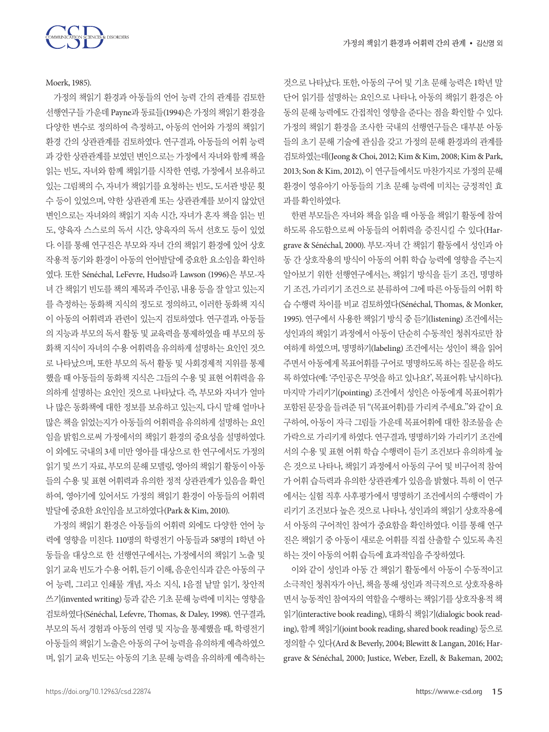Moerk, 1985).

가정의 책읽기 환경과 아동들의 언어 능력 간의 관계를 검토한 선행연구들 가운데 Payne과 동료들(1994)은 가정의 책읽기 환경을 다양한 변수로 정의하여 측정하고, 아동의 언어와 가정의 책읽기 환경 간의 상관관계를 검토하였다. 연구결과, 아동들의 어휘 능력과 강한 상관관계를 보였던 변인으로는 가정에서 자녀와 함께 책을 읽는 빈도, 자녀와 함께 책읽기를 시작한 연령, 가정에서 보유하고 있는 그림책의 수, 자녀가 책읽기를 요청하는 빈도, 도서관 방문 횟수 등이 있었으며, 약한 상관관계 또는 상관관계를 보이지 않았던 변인으로는 자녀와의 책읽기 지속 시간, 자녀가 혼자 책을 읽는 빈도, 양육자 스스로의 독서 시간, 양육자의 독서 선호도 등이 있었다. 이를 통해 연구진은 부모와 자녀 간의 책읽기 환경에 있어 상호작용적 동기와 환경이 아동의 언어발달에 중요한 요소임을 확인하였다. 또한 Sénéchal, LeFevre, Hudso과 Lawson (1996)은 부모-자녀 간 책읽기 빈도를 책의 제목과 주인공, 내용 등을 잘 알고 있는지를 측정하는 동화책 지식의 정도로 정의하고, 이러한 동화책 지식이 아동의 어휘력과 관련이 있는지 검토하였다. 연구결과, 아동들의 지능과 부모의 독서 활동 및 교육력을 통제하였을 때 부모의 동화책 지식이 자녀의 수용 어휘력을 유의하게 설명하는 요인인 것으로 나타났으며, 또한 부모의 독서 활동 및 사회경제적 지위를 통제했을 때 아동들의 동화책 지식은 그들의 수용 및 표현 어휘력을 유의하게 설명하는 요인인 것으로 나타났다. 즉, 부모와 자녀가 얼마나 많은 동화책에 대한 정보를 보유하고 있는지, 다시 말해 얼마나 많은 책을 읽었는지가 아동들의 어휘력을 유의하게 설명하는 요인임을 밝힘으로써 가정에서의 책읽기 환경의 중요성을 설명하였다. 이 외에도 국내의 3세 미만 영아를 대상으로 한 연구에서도 가정의 읽기 및 쓰기 자료, 부모의 문해 모델링, 영아의 책읽기 활동이 아동들의 수용 및 표현 어휘력과 유의한 정적 상관관계가 있음을 확인하여, 영아기에 있어서도 가정의 책읽기 환경이 아동들의 어휘력 발달에 중요한 요인임을 보고하였다(Park & Kim, 2010).

가정의 책읽기 환경은 아동들의 어휘력 외에도 다양한 언어 능력에 영향을 미친다. 110명의 학령전기 아동들과 58명의 1학년 아동들을 대상으로 한 선행연구에서는, 가정에서의 책읽기 노출 및 읽기 교육 빈도가 수용 어휘, 듣기 이해, 음운인식과 같은 아동의 구어 능력, 그리고 인쇄물 개념, 자소 지식, 1음절 낱말 읽기, 창안적 쓰기(invented writing) 등과 같은 기초 문해 능력에 미치는 영향을 검토하였다(Sénéchal, Lefevre, Thomas, & Daley, 1998). 연구결과, 부모의 독서 경험과 아동의 연령 및 지능을 통제했을 때, 학령전기 아동들의 책읽기 노출은 아동의 구어 능력을 유의하게 예측하였으며, 읽기 교육 빈도는 아동의 기초 문해 능력을 유의하게 예측하는 것으로 나타났다. 또한, 아동의 구어 및 기초 문해 능력은 1학년 말 단어 읽기를 설명하는 요인으로 나타나, 아동의 책읽기 환경은 아동의 문해 능력에도 간접적인 영향을 준다는 점을 확인할 수 있다. 가정의 책읽기 환경을 조사한 국내의 선행연구들은 대부분 아동들의 초기 문해 기술에 관심을 갖고 가정의 문해 환경과의 관계를 검토하였는데(Jeong & Choi, 2012; Kim & Kim, 2008; Kim & Park, 2013; Son & Kim, 2012), 이 연구들에서도 마찬가지로 가정의 문해 환경이 영유아기 아동들의 기초 문해 능력에 미치는 긍정적인 효과를 확인하였다.

한편 부모들은 자녀와 책을 읽을 때 아동을 책읽기 활동에 참여하도록 유도함으로써 아동들의 어휘력을 증진시킬 수 있다(Hargrave & Sénéchal, 2000). 부모-자녀 간 책읽기 활동에서 성인과 아동 간 상호작용의 방식이 아동의 어휘 학습 능력에 영향을 주는지 알아보기 위한 선행연구에서는, 책읽기 방식을 듣기 조건, 명명하기 조건, 가리키기 조건으로 분류하여 그에 따른 아동들의 어휘 학습 수행력 차이를 비교 검토하였다(Sénéchal, Thomas, & Monker, 1995). 연구에서 사용한 책읽기 방식 중 듣기(listening) 조건에서는 성인과의 책읽기 과정에서 아동이 단순히 수동적인 청취자로만 참여하게 하였으며, 명명하기(labeling) 조건에서는 성인이 책을 읽어주면서 아동에게 목표어휘를 구어로 명명하도록 하는 질문을 하도록 하였다(예: '주인공은 무엇을 하고 있나요?', 목표어휘: 낚시하다). 마지막 가리키기(pointing) 조건에서 성인은 아동에게 목표어휘가 포함된 문장을 들려준 뒤 "(목표어휘)를 가리켜 주세요."와 같이 요구하여, 아동이 자극 그림들 가운데 목표어휘에 대한 참조물을 손가락으로 가리키게 하였다. 연구결과, 명명하기와 가리키기 조건에서의 수용 및 표현 어휘 학습 수행력이 듣기 조건보다 유의하게 높은 것으로 나타나, 책읽기 과정에서 아동의 구어 및 비구어적 참여가 어휘 습득력과 유의한 상관관계가 있음을 밝혔다. 특히 이 연구에서는 실험 직후 사후평가에서 명명하기 조건에서의 수행력이 가리키기 조건보다 높은 것으로 나타나, 성인과의 책읽기 상호작용에서 아동의 구어적인 참여가 중요함을 확인하였다. 이를 통해 연구진은 책읽기 중 아동이 새로운 어휘를 직접 산출할 수 있도록 촉진하는 것이 아동의 어휘 습득에 효과적임을 주장하였다.

이와 같이 성인과 아동 간 책읽기 활동에서 아동이 수동적이고 소극적인 청취자가 아닌, 책을 통해 성인과 적극적으로 상호작용하면서 능동적인 참여자의 역할을 수행하는 책읽기를 상호작용적 책읽기(interactive book reading), 대화식 책읽기(dialogic book reading), 함께 책읽기(joint book reading, shared book reading) 등으로 정의할 수 있다(Ard & Beverly, 2004; Blewitt & Langan, 2016; Hargrave & Sénéchal, 2000; Justice, Weber, Ezell, & Bakeman, 2002;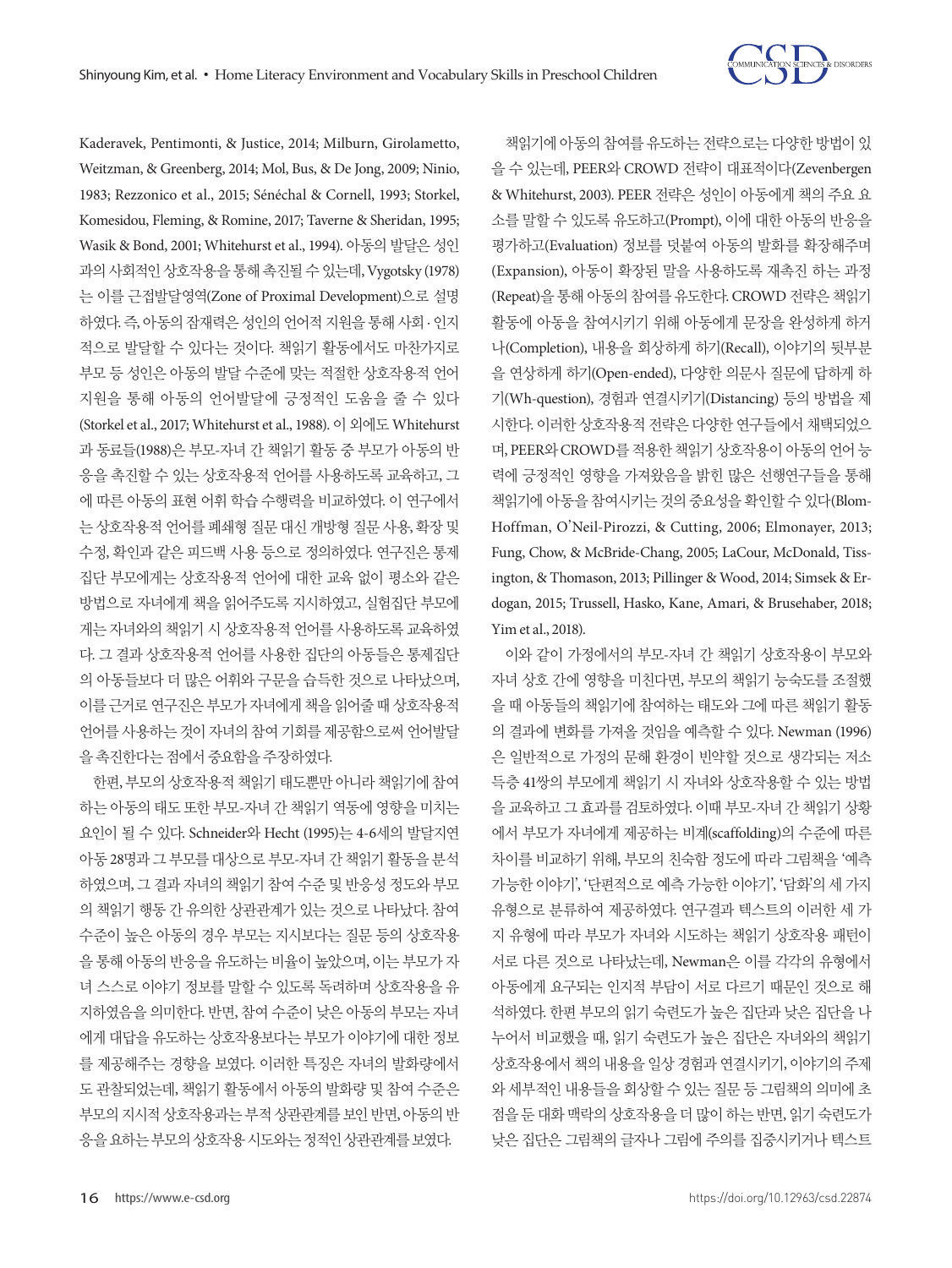Kaderavek, Pentimonti, & Justice, 2014; Milburn, Girolametto, Weitzman, & Greenberg, 2014; Mol, Bus, & De Jong, 2009; Ninio, 1983; Rezzonico et al., 2015; Sénéchal & Cornell, 1993; Storkel, Komesidou, Fleming, & Romine, 2017; Taverne & Sheridan, 1995; Wasik & Bond, 2001; Whitehurst et al., 1994). 아동의 발달은 성인과의 사회적인 상호작용을 통해 촉진될 수 있는데, Vygotsky (1978)는 이를 근접발달영역(Zone of Proximal Development)으로 설명하였다. 즉, 아동의 잠재력은 성인의 언어적 지원을 통해 사회·인지적으로 발달할 수 있다는 것이다. 책읽기 활동에서도 마찬가지로 부모 등 성인은 아동의 발달 수준에 맞는 적절한 상호작용적 언어 지원을 통해 아동의 언어발달에 긍정적인 도움을 줄 수 있다(Storkel et al., 2017; Whitehurst et al., 1988). 이 외에도 Whitehurst과 동료들(1988)은 부모-자녀 간 책읽기 활동 중 부모가 아동의 반응을 촉진할 수 있는 상호작용적 언어를 사용하도록 교육하고, 그에 따른 아동의 표현 어휘 학습 수행력을 비교하였다. 이 연구에서는 상호작용적 언어를 폐쇄형 질문 대신 개방형 질문 사용, 확장 및 수정, 확인과 같은 피드백 사용 등으로 정의하였다. 연구진은 통제집단 부모에게는 상호작용적 언어에 대한 교육 없이 평소와 같은 방법으로 자녀에게 책을 읽어주도록 지시하였고, 실험집단 부모에게는 자녀와의 책읽기 시 상호작용적 언어를 사용하도록 교육하였다. 그 결과 상호작용적 언어를 사용한 집단의 아동들은 통제집단의 아동들보다 더 많은 어휘와 구문을 습득한 것으로 나타났으며, 이를 근거로 연구진은 부모가 자녀에게 책을 읽어줄 때 상호작용적 언어를 사용하는 것이 자녀의 참여 기회를 제공함으로써 언어발달을 촉진한다는 점에서 중요함을 주장하였다.

한편, 부모의 상호작용적 책읽기 태도뿐만 아니라 책읽기에 참여하는 아동의 태도 또한 부모-자녀 간 책읽기 역동에 영향을 미치는 요인이 될 수 있다. Schneider와 Hecht (1995)는 4-6세의 발달지연 아동 28명과 그 부모를 대상으로 부모-자녀 간 책읽기 활동을 분석하였으며, 그 결과 자녀의 책읽기 참여 수준 및 반응성 정도와 부모의 책읽기 행동 간 유의한 상관관계가 있는 것으로 나타났다. 참여 수준이 높은 아동의 경우 부모는 지시보다는 질문 등의 상호작용을 통해 아동의 반응을 유도하는 비율이 높았으며, 이는 부모가 자녀 스스로 이야기 정보를 말할 수 있도록 독려하며 상호작용을 유지하였음을 의미한다. 반면, 참여 수준이 낮은 아동의 부모는 자녀에게 대답을 유도하는 상호작용보다는 부모가 이야기에 대한 정보를 제공해주는 경향을 보였다. 이러한 특징은 자녀의 발화량에서도 관찰되었는데, 책읽기 활동에서 아동의 발화량 및 참여 수준은 부모의 지시적 상호작용과는 부적 상관관계를 보인 반면, 아동의 반응을 요하는 부모의 상호작용 시도와는 정적인 상관관계를 보였다.

책읽기에 아동의 참여를 유도하는 전략으로는 다양한 방법이 있을 수 있는데, PEER와 CROWD 전략이 대표적이다(Zevenbergen & Whitehurst, 2003). PEER 전략은 성인이 아동에게 책의 주요 요소를 말할 수 있도록 유도하고(Prompt), 이에 대한 아동의 반응을 평가하고(Evaluation) 정보를 덧붙여 아동의 발화를 확장해주며(Expansion), 아동이 확장된 말을 사용하도록 재촉진 하는 과정(Repeat)을 통해 아동의 참여를 유도한다. CROWD 전략은 책읽기 활동에 아동을 참여시키기 위해 아동에게 문장을 완성하게 하거나(Completion), 내용을 회상하게 하기(Recall), 이야기의 뒷부분을 연상하게 하기(Open-ended), 다양한 의문사 질문에 답하게 하기(Wh-question), 경험과 연결시키기(Distancing) 등의 방법을 제시한다. 이러한 상호작용적 전략은 다양한 연구들에서 채택되었으며, PEER와 CROWD를 적용한 책읽기 상호작용이 아동의 언어 능력에 긍정적인 영향을 가져왔음을 밝힌 많은 선행연구들을 통해 책읽기에 아동을 참여시키는 것의 중요성을 확인할 수 있다(Blom-Hoffman, O'Neil-Pirozzi, & Cutting, 2006; Elmonayer, 2013; Fung, Chow, & McBride-Chang, 2005; LaCour, McDonald, Tissington, & Thomason, 2013; Pillinger & Wood, 2014; Simsek & Erdogan, 2015; Trussell, Hasko, Kane, Amari, & Brusehaber, 2018; Yim et al., 2018).

이와 같이 가정에서의 부모-자녀 간 책읽기 상호작용이 부모와 자녀 상호 간에 영향을 미친다면, 부모의 책읽기 능숙도를 조절했을 때 아동들의 책읽기에 참여하는 태도와 그에 따른 책읽기 활동의 결과에 변화를 가져올 것임을 예측할 수 있다. Newman (1996)은 일반적으로 가정의 문해 환경이 빈약할 것으로 생각되는 저소득층 41쌍의 부모에게 책읽기 시 자녀와 상호작용할 수 있는 방법을 교육하고 그 효과를 검토하였다. 이때 부모-자녀 간 책읽기 상황에서 부모가 자녀에게 제공하는 비계(scaffolding)의 수준에 따른 차이를 비교하기 위해, 부모의 친숙함 정도에 따라 그림책을 '예측가능한 이야기', '단편적으로 예측 가능한 이야기', '담화'의 세 가지 유형으로 분류하여 제공하였다. 연구결과 텍스트의 이러한 세 가지 유형에 따라 부모가 자녀와 시도하는 책읽기 상호작용 패턴이 서로 다른 것으로 나타났는데, Newman은 이를 각각의 유형에서 아동에게 요구되는 인지적 부담이 서로 다르기 때문인 것으로 해석하였다. 한편 부모의 읽기 숙련도가 높은 집단과 낮은 집단을 나누어서 비교했을 때, 읽기 숙련도가 높은 집단은 자녀와의 책읽기 상호작용에서 책의 내용을 일상 경험과 연결시키기, 이야기의 주제와 세부적인 내용들을 회상할 수 있는 질문 등 그림책의 의미에 초점을 둔 대화 맥락의 상호작용을 더 많이 하는 반면, 읽기 숙련도가 낮은 집단은 그림책의 글자나 그림에 주의를 집중시키거나 텍스트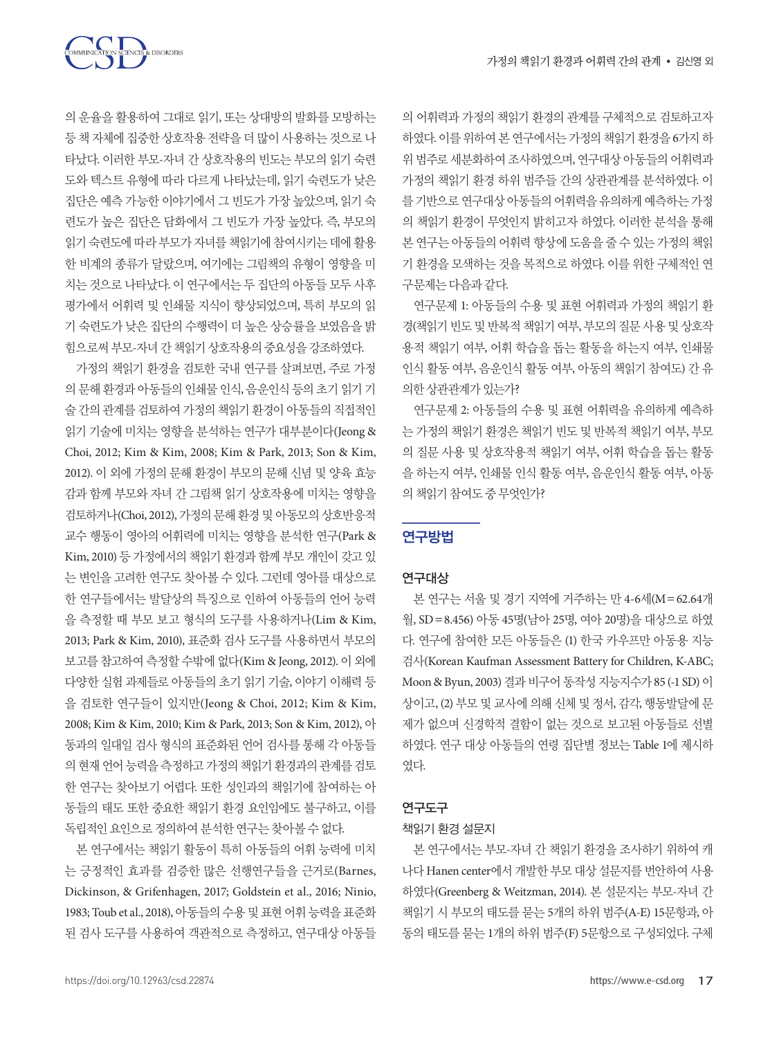의 운율을 활용하여 그대로 읽기, 또는 상대방의 발화를 모방하는 등 책 자체에 집중한 상호작용 전략을 더 많이 사용하는 것으로 나타났다. 이러한 부모-자녀 간 상호작용의 빈도는 부모의 읽기 숙련도와 텍스트 유형에 따라 다르게 나타났는데, 읽기 숙련도가 낮은 집단은 예측 가능한 이야기에서 그 빈도가 가장 높았으며, 읽기 숙련도가 높은 집단은 담화에서 그 빈도가 가장 높았다. 즉, 부모의 읽기 숙련도에 따라 부모가 자녀를 책읽기에 참여시키는 데에 활용한 비계의 종류가 달랐으며, 여기에는 그림책의 유형이 영향을 미치는 것으로 나타났다. 이 연구에서는 두 집단의 아동들 모두 사후평가에서 어휘력 및 인쇄물 지식이 향상되었으며, 특히 부모의 읽기 숙련도가 낮은 집단의 수행력이 더 높은 상승률을 보였음을 밝힘으로써 부모-자녀 간 책읽기 상호작용의 중요성을 강조하였다.

가정의 책읽기 환경을 검토한 국내 연구를 살펴보면, 주로 가정의 문해 환경과 아동들의 인쇄물 인식, 음운인식 등의 초기 읽기 기술 간의 관계를 검토하여 가정의 책읽기 환경이 아동들의 직접적인 읽기 기술에 미치는 영향을 분석하는 연구가 대부분이다(Jeong & Choi, 2012; Kim & Kim, 2008; Kim & Park, 2013; Son & Kim, 2012). 이 외에 가정의 문해 환경이 부모의 문해 신념 및 양육 효능감과 함께 부모와 자녀 간 그림책 읽기 상호작용에 미치는 영향을 검토하거나(Choi, 2012), 가정의 문해 환경 및 아동모의 상호반응적 교수 행동이 영아의 어휘력에 미치는 영향을 분석한 연구(Park & Kim, 2010) 등 가정에서의 책읽기 환경과 함께 부모 개인이 갖고 있는 변인을 고려한 연구도 찾아볼 수 있다. 그런데 영아를 대상으로 한 연구들에서는 발달상의 특징으로 인하여 아동들의 언어 능력을 측정할 때 부모 보고 형식의 도구를 사용하거나(Lim & Kim, 2013; Park & Kim, 2010), 표준화 검사 도구를 사용하면서 부모의 보고를 참고하여 측정할 수밖에 없다(Kim & Jeong, 2012). 이 외에 다양한 실험 과제들로 아동들의 초기 읽기 기술, 이야기 이해력 등을 검토한 연구들이 있지만(Jeong & Choi, 2012; Kim & Kim, 2008; Kim & Kim, 2010; Kim & Park, 2013; Son & Kim, 2012), 아동과의 일대일 검사 형식의 표준화된 언어 검사를 통해 각 아동들의 현재 언어 능력을 측정하고 가정의 책읽기 환경과의 관계를 검토한 연구는 찾아보기 어렵다. 또한 성인과의 책읽기에 참여하는 아동들의 태도 또한 중요한 책읽기 환경 요인임에도 불구하고, 이를 독립적인 요인으로 정의하여 분석한 연구는 찾아볼 수 없다.

본 연구에서는 책읽기 활동이 특히 아동들의 어휘 능력에 미치는 긍정적인 효과를 검증한 많은 선행연구들을 근거로(Barnes, Dickinson, & Grifenhagen, 2017; Goldstein et al., 2016; Ninio, 1983; Toub et al., 2018), 아동들의 수용 및 표현 어휘 능력을 표준화된 검사 도구를 사용하여 객관적으로 측정하고, 연구대상 아동들의 어휘력과 가정의 책읽기 환경의 관계를 구체적으로 검토하고자 하였다. 이를 위하여 본 연구에서는 가정의 책읽기 환경을 6가지 하위 범주로 세분화하여 조사하였으며, 연구대상 아동들의 어휘력과 가정의 책읽기 환경 하위 범주들 간의 상관관계를 분석하였다. 이를 기반으로 연구대상 아동들의 어휘력을 유의하게 예측하는 가정의 책읽기 환경이 무엇인지 밝히고자 하였다. 이러한 분석을 통해 본 연구는 아동들의 어휘력 향상에 도움을 줄 수 있는 가정의 책읽기 환경을 모색하는 것을 목적으로 하였다. 이를 위한 구체적인 연구문제는 다음과 같다.

연구문제 1: 아동들의 수용 및 표현 어휘력과 가정의 책읽기 환경(책읽기 빈도 및 반복적 책읽기 여부, 부모의 질문 사용 및 상호작용적 책읽기 여부, 어휘 학습을 돕는 활동을 하는지 여부, 인쇄물 인식 활동 여부, 음운인식 활동 여부, 아동의 책읽기 참여도) 간 유의한 상관관계가 있는가?

연구문제 2: 아동들의 수용 및 표현 어휘력을 유의하게 예측하는 가정의 책읽기 환경은 책읽기 빈도 및 반복적 책읽기 여부, 부모의 질문 사용 및 상호작용적 책읽기 여부, 어휘 학습을 돕는 활동을 하는지 여부, 인쇄물 인식 활동 여부, 음운인식 활동 여부, 아동의 책읽기 참여도 중 무엇인가?

## 연구방법

### 연구대상

본 연구는 서울 및 경기 지역에 거주하는 만 4-6세(M=62.64개월, SD=8.456) 아동 45명(남아 25명, 여아 20명)을 대상으로 하였다. 연구에 참여한 모든 아동들은 (1) 한국 카우프만 아동용 지능검사(Korean Kaufman Assessment Battery for Children, K-ABC; Moon & Byun, 2003) 결과 비구어 동작성 지능지수가 85 (-1 SD) 이상이고, (2) 부모 및 교사에 의해 신체 및 정서, 감각, 행동발달에 문제가 없으며 신경학적 결함이 없는 것으로 보고된 아동들로 선별하였다. 연구 대상 아동들의 연령 집단별 정보는 Table 1에 제시하였다.

### 연구도구

#### 책읽기 환경 설문지

본 연구에서는 부모-자녀 간 책읽기 환경을 조사하기 위하여 캐나다 Hanen center에서 개발한 부모 대상 설문지를 번안하여 사용하였다(Greenberg & Weitzman, 2014). 본 설문지는 부모-자녀 간 책읽기 시 부모의 태도를 묻는 5개의 하위 범주(A-E) 15문항과, 아동의 태도를 묻는 1개의 하위 범주(F) 5문항으로 구성되었다. 구체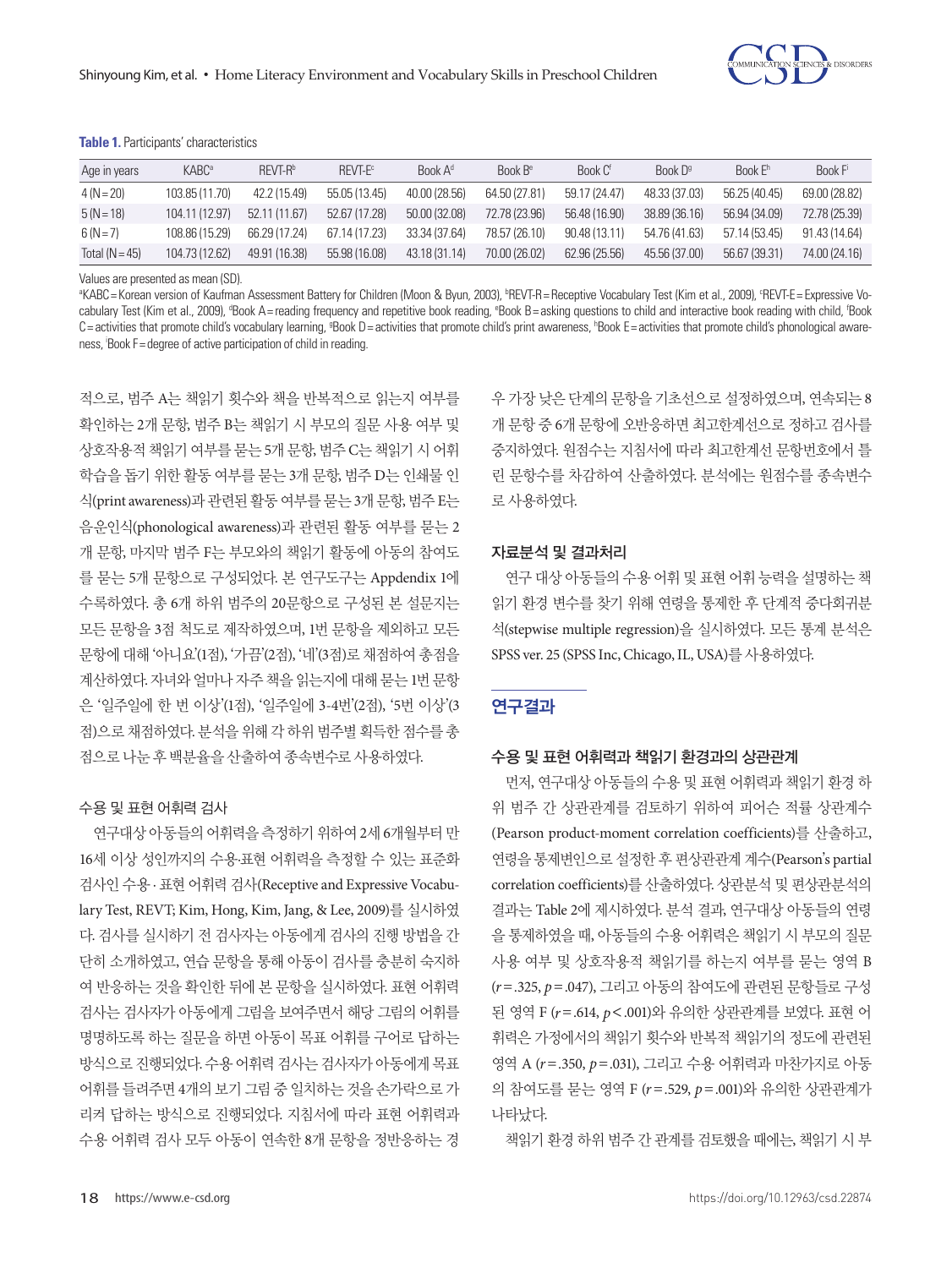**Table 1.** Participants' characteristics

| Age in years | KABC[a] | REVT-R[b] | REVT-E[c] | Book A[d] | Book B[e] | Book C[f] | Book D[g] | Book E[h] | Book F[i] |
|---|---|---|---|---|---|---|---|---|---|
| 4 (N = 20) | 103.85 (11.70) | 42.2 (15.49) | 55.05 (13.45) | 40.00 (28.56) | 64.50 (27.81) | 59.17 (24.47) | 48.33 (37.03) | 56.25 (40.45) | 69.00 (28.82) |
| 5 (N = 18) | 104.11 (12.97) | 52.11 (11.67) | 52.67 (17.28) | 50.00 (32.08) | 72.78 (23.96) | 56.48 (16.90) | 38.89 (36.16) | 56.94 (34.09) | 72.78 (25.39) |
| 6 (N = 7) | 108.86 (15.29) | 66.29 (17.24) | 67.14 (17.23) | 33.34 (37.64) | 78.57 (26.10) | 90.48 (13.11) | 54.76 (41.63) | 57.14 (53.45) | 91.43 (14.64) |
| Total (N = 45) | 104.73 (12.62) | 49.91 (16.38) | 55.98 (16.08) | 43.18 (31.14) | 70.00 (26.02) | 62.96 (25.56) | 45.56 (37.00) | 56.67 (39.31) | 74.00 (24.16) |

Values are presented as mean (SD).

[a]KABC = Korean version of Kaufman Assessment Battery for Children (Moon & Byun, 2003), [b]REVT-R = Receptive Vocabulary Test (Kim et al., 2009), [c]REVT-E = Expressive Vocabulary Test (Kim et al., 2009), [d]Book A = reading frequency and repetitive book reading, [e]Book B = asking questions to child and interactive book reading with child, [f]Book C = activities that promote child's vocabulary learning, [g]Book D = activities that promote child's print awareness, [h]Book E = activities that promote child's phonological awareness, [i]Book F = degree of active participation of child in reading.

적으로, 범주 A는 책읽기 횟수와 책을 반복적으로 읽는지 여부를 확인하는 2개 문항, 범주 B는 책읽기 시 부모의 질문 사용 여부 및 상호작용적 책읽기 여부를 묻는 5개 문항, 범주 C는 책읽기 시 어휘 학습을 돕기 위한 활동 여부를 묻는 3개 문항, 범주 D는 인쇄물 인식(print awareness)과 관련된 활동 여부를 묻는 3개 문항, 범주 E는 음운인식(phonological awareness)과 관련된 활동 여부를 묻는 2개 문항, 마지막 범주 F는 부모와의 책읽기 활동에 아동의 참여도를 묻는 5개 문항으로 구성되었다. 본 연구도구는 Appdendix 1에 수록하였다. 총 6개 하위 범주의 20문항으로 구성된 본 설문지는 모든 문항을 3점 척도로 제작하였으며, 1번 문항을 제외하고 모든 문항에 대해 '아니요'(1점), '가끔'(2점), '네'(3점)로 채점하여 총점을 계산하였다. 자녀와 얼마나 자주 책을 읽는지에 대해 묻는 1번 문항은 '일주일에 한 번 이상'(1점), '일주일에 3-4번'(2점), '5번 이상'(3점)으로 채점하였다. 분석을 위해 각 하위 범주별 획득한 점수를 총점으로 나눈 후 백분율을 산출하여 종속변수로 사용하였다.

### 수용 및 표현 어휘력 검사

연구대상 아동들의 어휘력을 측정하기 위하여 2세 6개월부터 만 16세 이상 성인까지의 수용·표현 어휘력을 측정할 수 있는 표준화 검사인 수용 · 표현 어휘력 검사(Receptive and Expressive Vocabulary Test, REVT; Kim, Hong, Kim, Jang, & Lee, 2009)를 실시하였다. 검사를 실시하기 전 검사자는 아동에게 검사의 진행 방법을 간단히 소개하였고, 연습 문항을 통해 아동이 검사를 충분히 숙지하여 반응하는 것을 확인한 뒤에 본 문항을 실시하였다. 표현 어휘력 검사는 검사자가 아동에게 그림을 보여주면서 해당 그림의 어휘를 명명하도록 하는 질문을 하면 아동이 목표 어휘를 구어로 답하는 방식으로 진행되었다. 수용 어휘력 검사는 검사자가 아동에게 목표 어휘를 들려주면 4개의 보기 그림 중 일치하는 것을 손가락으로 가리켜 답하는 방식으로 진행되었다. 지침서에 따라 표현 어휘력과 수용 어휘력 검사 모두 아동이 연속한 8개 문항을 정반응하는 경우 가장 낮은 단계의 문항을 기초선으로 설정하였으며, 연속되는 8개 문항 중 6개 문항에 오반응하면 최고한계선으로 정하고 검사를 중지하였다. 원점수는 지침서에 따라 최고한계선 문항번호에서 틀린 문항수를 차감하여 산출하였다. 분석에는 원점수를 종속변수로 사용하였다.

### 자료분석 및 결과처리

연구 대상 아동들의 수용 어휘 및 표현 어휘 능력을 설명하는 책읽기 환경 변수를 찾기 위해 연령을 통제한 후 단계적 중다회귀분석(stepwise multiple regression)을 실시하였다. 모든 통계 분석은 SPSS ver. 25 (SPSS Inc, Chicago, IL, USA)를 사용하였다.

## 연구결과

### 수용 및 표현 어휘력과 책읽기 환경과의 상관관계

먼저, 연구대상 아동들의 수용 및 표현 어휘력과 책읽기 환경 하위 범주 간 상관관계를 검토하기 위하여 피어슨 적률 상관계수(Pearson product-moment correlation coefficients)를 산출하고, 연령을 통제변인으로 설정한 후 편상관관계 계수(Pearson's partial correlation coefficients)를 산출하였다. 상관분석 및 편상관분석의 결과는 Table 2에 제시하였다. 분석 결과, 연구대상 아동들의 연령을 통제하였을 때, 아동들의 수용 어휘력은 책읽기 시 부모의 질문 사용 여부 및 상호작용적 책읽기를 하는지 여부를 묻는 영역 B ($r = .325$, $p = .047$), 그리고 아동의 참여도에 관련된 문항들로 구성된 영역 F ($r = .614$, $p < .001$)와 유의한 상관관계를 보였다. 표현 어휘력은 가정에서의 책읽기 횟수와 반복적 책읽기의 정도에 관련된 영역 A ($r = .350$, $p = .031$), 그리고 수용 어휘력과 마찬가지로 아동의 참여도를 묻는 영역 F ($r = .529$, $p = .001$)와 유의한 상관관계가 나타났다.

책읽기 환경 하위 범주 간 관계를 검토했을 때에는, 책읽기 시 부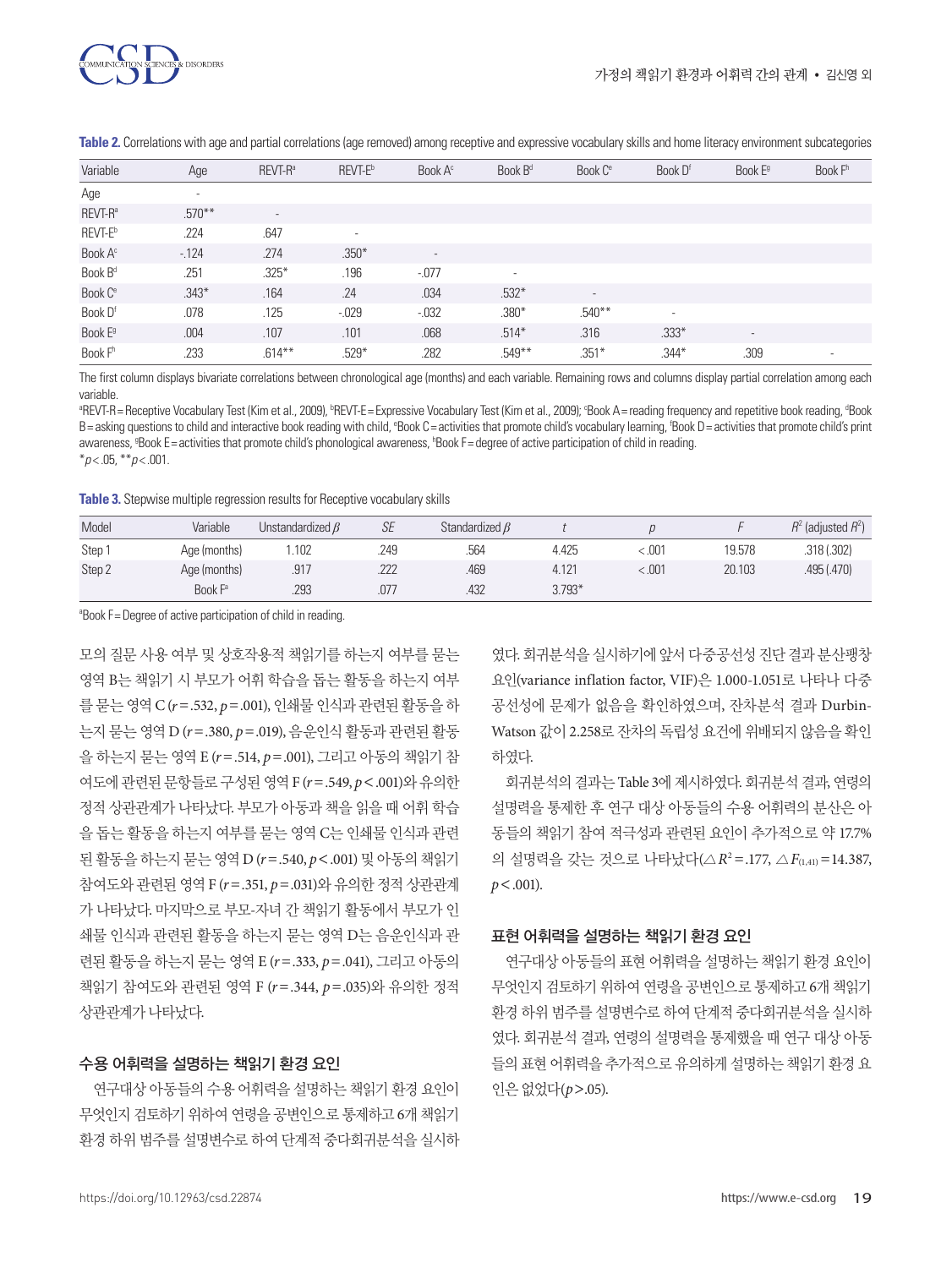**Table 2.** Correlations with age and partial correlations (age removed) among receptive and expressive vocabulary skills and home literacy environment subcategories

| Variable | Age | REVT-R[a] | REVT-E[b] | Book A[c] | Book B[d] | Book C[e] | Book D[f] | Book E[g] | Book F[h] |
|---|---|---|---|---|---|---|---|---|---|
| Age | - | | | | | | | | |
| REVT-R[a] | .570** | - | | | | | | | |
| REVT-E[b] | .224 | .647 | - | | | | | | |
| Book A[c] | -.124 | .274 | .350* | - | | | | | |
| Book B[d] | .251 | .325* | .196 | -.077 | - | | | | |
| Book C[e] | .343* | .164 | .24 | .034 | .532* | - | | | |
| Book D[f] | .078 | .125 | -.029 | -.032 | .380* | .540** | - | | |
| Book E[g] | .004 | .107 | .101 | .068 | .514* | .316 | .333* | - | |
| Book F[h] | .233 | .614** | .529* | .282 | .549** | .351* | .344* | .309 | - |

The first column displays bivariate correlations between chronological age (months) and each variable. Remaining rows and columns display partial correlation among each variable.

[a]REVT-R = Receptive Vocabulary Test (Kim et al., 2009), [b]REVT-E = Expressive Vocabulary Test (Kim et al., 2009); [c]Book A = reading frequency and repetitive book reading, [d]Book B = asking questions to child and interactive book reading with child, [e]Book C = activities that promote child's vocabulary learning, [f]Book D = activities that promote child's print awareness, [g]Book E = activities that promote child's phonological awareness, [h]Book F = degree of active participation of child in reading.

*$p$ < .05, **$p$ < .001.

**Table 3.** Stepwise multiple regression results for Receptive vocabulary skills

| Model | Variable | Unstandardized $\beta$ | $SE$ | Standardized $\beta$ | $t$ | $p$ | $F$ | $R^2$ (adjusted $R^2$) |
|---|---|---|---|---|---|---|---|---|
| Step 1 | Age (months) | 1.102 | .249 | .564 | 4.425 | < .001 | 19.578 | .318 (.302) |
| Step 2 | Age (months) | .917 | .222 | .469 | 4.121 | < .001 | 20.103 | .495 (.470) |
| | Book F[a] | .293 | .077 | .432 | 3.793* | | | |

[a]Book F = Degree of active participation of child in reading.

모의 질문 사용 여부 및 상호작용적 책읽기를 하는지 여부를 묻는 영역 B는 책읽기 시 부모가 어휘 학습을 돕는 활동을 하는지 여부를 묻는 영역 C ($r$ = .532, $p$ = .001), 인쇄물 인식과 관련된 활동을 하는지 묻는 영역 D ($r$ = .380, $p$ = .019), 음운인식 활동과 관련된 활동을 하는지 묻는 영역 E ($r$ = .514, $p$ = .001), 그리고 아동의 책읽기 참여도에 관련된 문항들로 구성된 영역 F ($r$ = .549, $p$ < .001)와 유의한 정적 상관관계가 나타났다. 부모가 아동과 책을 읽을 때 어휘 학습을 돕는 활동을 하는지 여부를 묻는 영역 C는 인쇄물 인식과 관련된 활동을 하는지 묻는 영역 D ($r$ = .540, $p$ < .001) 및 아동의 책읽기 참여도와 관련된 영역 F ($r$ = .351, $p$ = .031)와 유의한 정적 상관관계가 나타났다. 마지막으로 부모-자녀 간 책읽기 활동에서 부모가 인쇄물 인식과 관련된 활동을 하는지 묻는 영역 D는 음운인식과 관련된 활동을 하는지 묻는 영역 E ($r$ = .333, $p$ = .041), 그리고 아동의 책읽기 참여도와 관련된 영역 F ($r$ = .344, $p$ = .035)와 유의한 정적 상관관계가 나타났다.

## 수용 어휘력을 설명하는 책읽기 환경 요인

연구대상 아동들의 수용 어휘력을 설명하는 책읽기 환경 요인이 무엇인지 검토하기 위하여 연령을 공변인으로 통제하고 6개 책읽기 환경 하위 범주를 설명변수로 하여 단계적 중다회귀분석을 실시하였다. 회귀분석을 실시하기에 앞서 다중공선성 진단 결과 분산팽창요인(variance inflation factor, VIF)은 1.000-1.051로 나타나 다중공선성에 문제가 없음을 확인하였으며, 잔차분석 결과 Durbin-Watson 값이 2.258로 잔차의 독립성 요건에 위배되지 않음을 확인하였다.

회귀분석의 결과는 Table 3에 제시하였다. 회귀분석 결과, 연령의 설명력을 통제한 후 연구 대상 아동들의 수용 어휘력의 분산은 아동들의 책읽기 참여 적극성과 관련된 요인이 추가적으로 약 17.7%의 설명력을 갖는 것으로 나타났다($\triangle R^2$ = .177, $\triangle F_{(1,41)}$ = 14.387, $p$ < .001).

## 표현 어휘력을 설명하는 책읽기 환경 요인

연구대상 아동들의 표현 어휘력을 설명하는 책읽기 환경 요인이 무엇인지 검토하기 위하여 연령을 공변인으로 통제하고 6개 책읽기 환경 하위 범주를 설명변수로 하여 단계적 중다회귀분석을 실시하였다. 회귀분석 결과, 연령의 설명력을 통제했을 때 연구 대상 아동들의 표현 어휘력을 추가적으로 유의하게 설명하는 책읽기 환경 요인은 없었다($p$ > .05).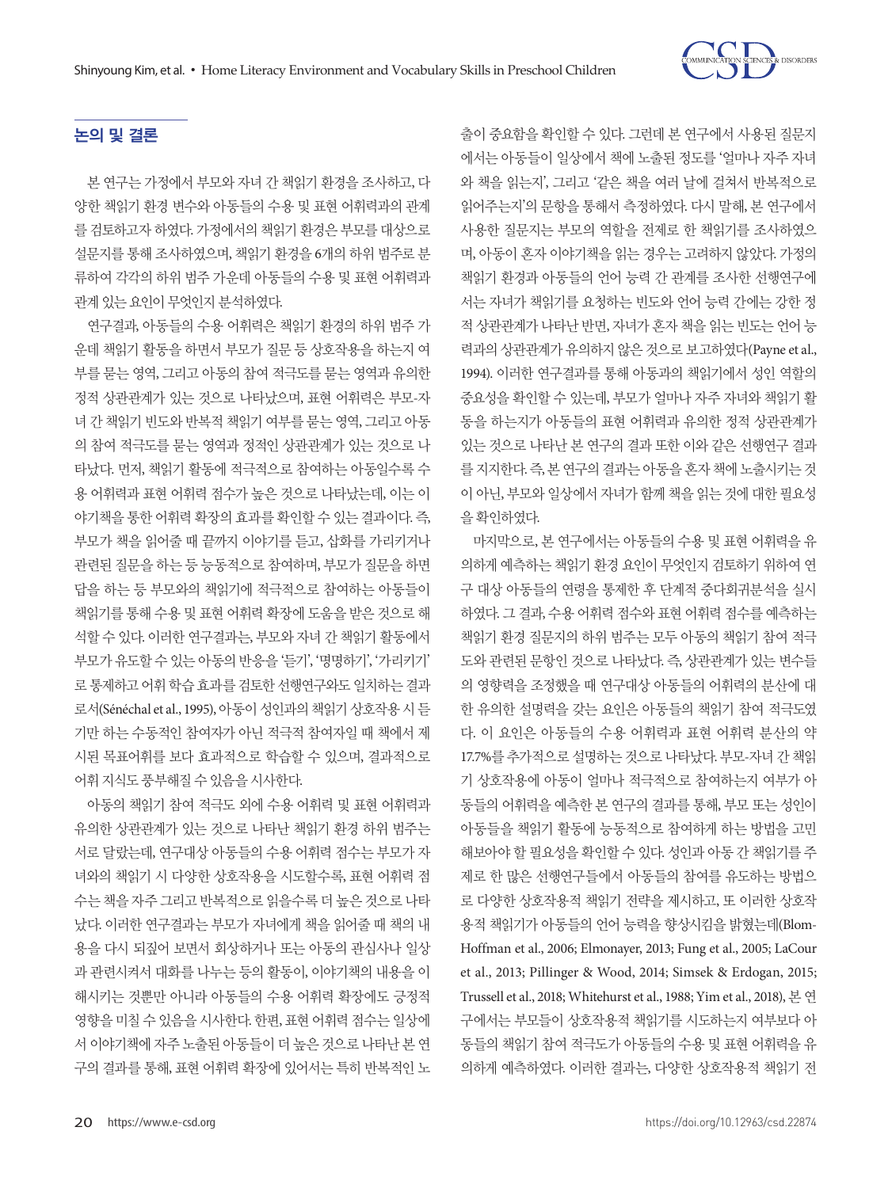## 논의 및 결론

본 연구는 가정에서 부모와 자녀 간 책읽기 환경을 조사하고, 다양한 책읽기 환경 변수와 아동들의 수용 및 표현 어휘력과의 관계를 검토하고자 하였다. 가정에서의 책읽기 환경은 부모를 대상으로 설문지를 통해 조사하였으며, 책읽기 환경을 6개의 하위 범주로 분류하여 각각의 하위 범주 가운데 아동들의 수용 및 표현 어휘력과 관계 있는 요인이 무엇인지 분석하였다.

연구결과, 아동들의 수용 어휘력은 책읽기 환경의 하위 범주 가운데 책읽기 활동을 하면서 부모가 질문 등 상호작용을 하는지 여부를 묻는 영역, 그리고 아동의 참여 적극도를 묻는 영역과 유의한 정적 상관관계가 있는 것으로 나타났으며, 표현 어휘력은 부모-자녀 간 책읽기 빈도와 반복적 책읽기 여부를 묻는 영역, 그리고 아동의 참여 적극도를 묻는 영역과 정적인 상관관계가 있는 것으로 나타났다. 먼저, 책읽기 활동에 적극적으로 참여하는 아동일수록 수용 어휘력과 표현 어휘력 점수가 높은 것으로 나타났는데, 이는 이야기책을 통한 어휘력 확장의 효과를 확인할 수 있는 결과이다. 즉, 부모가 책을 읽어줄 때 끝까지 이야기를 듣고, 삽화를 가리키거나 관련된 질문을 하는 등 능동적으로 참여하며, 부모가 질문을 하면 답을 하는 등 부모와의 책읽기에 적극적으로 참여하는 아동들이 책읽기를 통해 수용 및 표현 어휘력 확장에 도움을 받은 것으로 해석할 수 있다. 이러한 연구결과는, 부모와 자녀 간 책읽기 활동에서 부모가 유도할 수 있는 아동의 반응을 '듣기', '명명하기', '가리키기'로 통제하고 어휘 학습 효과를 검토한 선행연구와도 일치하는 결과로서(Sénéchal et al., 1995), 아동이 성인과의 책읽기 상호작용 시 듣기만 하는 수동적인 참여자가 아닌 적극적 참여자일 때 책에서 제시된 목표어휘를 보다 효과적으로 학습할 수 있으며, 결과적으로 어휘 지식도 풍부해질 수 있음을 시사한다.

아동의 책읽기 참여 적극도 외에 수용 어휘력 및 표현 어휘력과 유의한 상관관계가 있는 것으로 나타난 책읽기 환경 하위 범주는 서로 달랐는데, 연구대상 아동들의 수용 어휘력 점수는 부모가 자녀와의 책읽기 시 다양한 상호작용을 시도할수록, 표현 어휘력 점수는 책을 자주 그리고 반복적으로 읽을수록 더 높은 것으로 나타났다. 이러한 연구결과는 부모가 자녀에게 책을 읽어줄 때 책의 내용을 다시 되짚어 보면서 회상하거나 또는 아동의 관심사나 일상과 관련시켜서 대화를 나누는 등의 활동이, 이야기책의 내용을 이해시키는 것뿐만 아니라 아동들의 수용 어휘력 확장에도 긍정적 영향을 미칠 수 있음을 시사한다. 한편, 표현 어휘력 점수는 일상에서 이야기책에 자주 노출된 아동들이 더 높은 것으로 나타난 본 연구의 결과를 통해, 표현 어휘력 확장에 있어서는 특히 반복적인 노출이 중요함을 확인할 수 있다. 그런데 본 연구에서 사용된 질문지에서는 아동들이 일상에서 책에 노출된 정도를 '얼마나 자주 자녀와 책을 읽는지', 그리고 '같은 책을 여러 날에 걸쳐서 반복적으로 읽어주는지'의 문항을 통해서 측정하였다. 다시 말해, 본 연구에서 사용한 질문지는 부모의 역할을 전제로 한 책읽기를 조사하였으며, 아동이 혼자 이야기책을 읽는 경우는 고려하지 않았다. 가정의 책읽기 환경과 아동들의 언어 능력 간 관계를 조사한 선행연구에서는 자녀가 책읽기를 요청하는 빈도와 언어 능력 간에는 강한 정적 상관관계가 나타난 반면, 자녀가 혼자 책을 읽는 빈도는 언어 능력과의 상관관계가 유의하지 않은 것으로 보고하였다(Payne et al., 1994). 이러한 연구결과를 통해 아동과의 책읽기에서 성인 역할의 중요성을 확인할 수 있는데, 부모가 얼마나 자주 자녀와 책읽기 활동을 하는지가 아동들의 표현 어휘력과 유의한 정적 상관관계가 있는 것으로 나타난 본 연구의 결과 또한 이와 같은 선행연구 결과를 지지한다. 즉, 본 연구의 결과는 아동을 혼자 책에 노출시키는 것이 아닌, 부모와 일상에서 자녀가 함께 책을 읽는 것에 대한 필요성을 확인하였다.

마지막으로, 본 연구에서는 아동들의 수용 및 표현 어휘력을 유의하게 예측하는 책읽기 환경 요인이 무엇인지 검토하기 위하여 연구 대상 아동들의 연령을 통제한 후 단계적 중다회귀분석을 실시하였다. 그 결과, 수용 어휘력 점수와 표현 어휘력 점수를 예측하는 책읽기 환경 질문지의 하위 범주는 모두 아동의 책읽기 참여 적극도와 관련된 문항인 것으로 나타났다. 즉, 상관관계가 있는 변수들의 영향력을 조정했을 때 연구대상 아동들의 어휘력의 분산에 대한 유의한 설명력을 갖는 요인은 아동들의 책읽기 참여 적극도였다. 이 요인은 아동들의 수용 어휘력과 표현 어휘력 분산의 약 17.7%를 추가적으로 설명하는 것으로 나타났다. 부모-자녀 간 책읽기 상호작용에 아동이 얼마나 적극적으로 참여하는지 여부가 아동들의 어휘력을 예측한 본 연구의 결과를 통해, 부모 또는 성인이 아동들을 책읽기 활동에 능동적으로 참여하게 하는 방법을 고민해보아야 할 필요성을 확인할 수 있다. 성인과 아동 간 책읽기를 주제로 한 많은 선행연구들에서 아동들의 참여를 유도하는 방법으로 다양한 상호작용적 책읽기 전략을 제시하고, 또 이러한 상호작용적 책읽기가 아동들의 언어 능력을 향상시킴을 밝혔는데(Blom-Hoffman et al., 2006; Elmonayer, 2013; Fung et al., 2005; LaCour et al., 2013; Pillinger & Wood, 2014; Simsek & Erdogan, 2015; Trussell et al., 2018; Whitehurst et al., 1988; Yim et al., 2018), 본 연구에서는 부모들이 상호작용적 책읽기를 시도하는지 여부보다 아동들의 책읽기 참여 적극도가 아동들의 수용 및 표현 어휘력을 유의하게 예측하였다. 이러한 결과는, 다양한 상호작용적 책읽기 전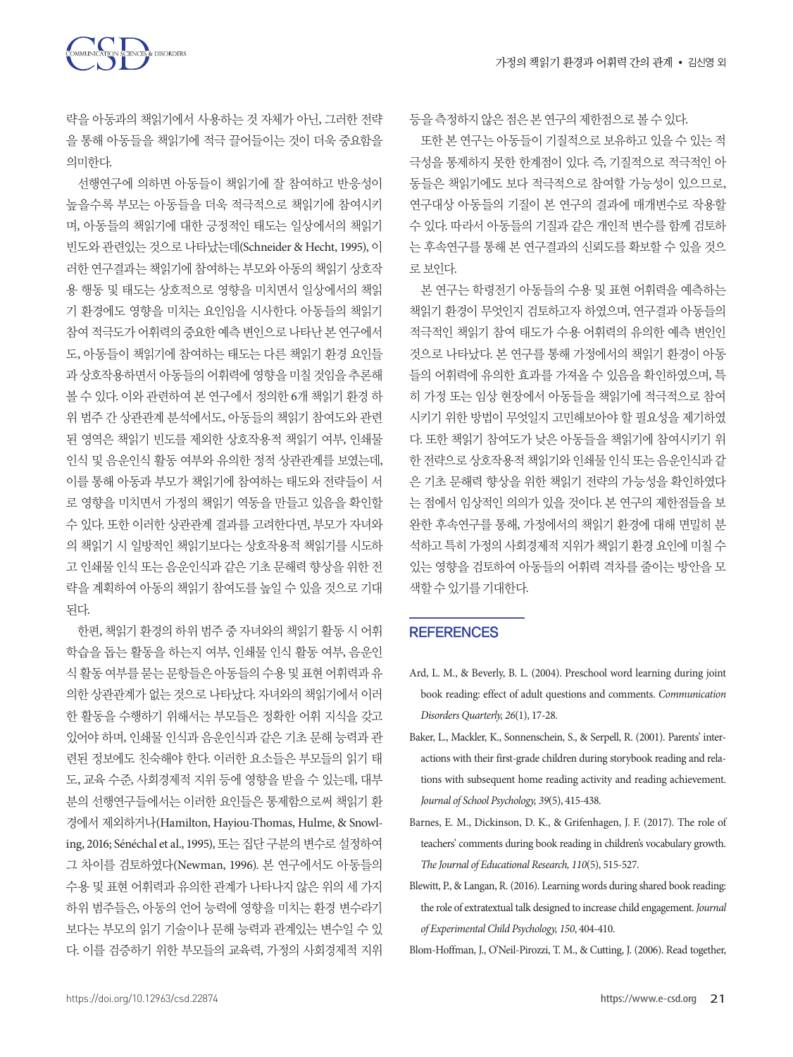략을 아동과의 책읽기에서 사용하는 것 자체가 아닌, 그러한 전략을 통해 아동들을 책읽기에 적극 끌어들이는 것이 더욱 중요함을 의미한다.

선행연구에 의하면 아동들이 책읽기에 잘 참여하고 반응성이 높을수록 부모는 아동들을 더욱 적극적으로 책읽기에 참여시키며, 아동들의 책읽기에 대한 긍정적인 태도는 일상에서의 책읽기 빈도와 관련있는 것으로 나타났는데(Schneider & Hecht, 1995), 이러한 연구결과는 책읽기에 참여하는 부모와 아동의 책읽기 상호작용 행동 및 태도는 상호적으로 영향을 미치면서 일상에서의 책읽기 환경에도 영향을 미치는 요인임을 시사한다. 아동들의 책읽기 참여 적극도가 어휘력의 중요한 예측 변인으로 나타난 본 연구에서도, 아동들이 책읽기에 참여하는 태도는 다른 책읽기 환경 요인들과 상호작용하면서 아동들의 어휘력에 영향을 미칠 것임을 추론해 볼 수 있다. 이와 관련하여 본 연구에서 정의한 6개 책읽기 환경 하위 범주 간 상관관계 분석에서도, 아동들의 책읽기 참여도와 관련된 영역은 책읽기 빈도를 제외한 상호작용적 책읽기 여부, 인쇄물 인식 및 음운인식 활동 여부와 유의한 정적 상관관계를 보였는데, 이를 통해 아동과 부모가 책읽기에 참여하는 태도와 전략들이 서로 영향을 미치면서 가정의 책읽기 역동을 만들고 있음을 확인할 수 있다. 또한 이러한 상관관계 결과를 고려한다면, 부모가 자녀와의 책읽기 시 일방적인 책읽기보다는 상호작용적 책읽기를 시도하고 인쇄물 인식 또는 음운인식과 같은 기초 문해력 향상을 위한 전략을 계획하여 아동의 책읽기 참여도를 높일 수 있을 것으로 기대된다.

한편, 책읽기 환경의 하위 범주 중 자녀와의 책읽기 활동 시 어휘학습을 돕는 활동을 하는지 여부, 인쇄물 인식 활동 여부, 음운인식 활동 여부를 묻는 문항들은 아동들의 수용 및 표현 어휘력과 유의한 상관관계가 없는 것으로 나타났다. 자녀와의 책읽기에서 이러한 활동을 수행하기 위해서는 부모들은 정확한 어휘 지식을 갖고 있어야 하며, 인쇄물 인식과 음운인식과 같은 기초 문해 능력과 관련된 정보에도 친숙해야 한다. 이러한 요소들은 부모들의 읽기 태도, 교육 수준, 사회경제적 지위 등에 영향을 받을 수 있는데, 대부분의 선행연구들에서는 이러한 요인들은 통제함으로써 책읽기 환경에서 제외하거나(Hamilton, Hayiou-Thomas, Hulme, & Snowling, 2016; Sénéchal et al., 1995), 또는 집단 구분의 변수로 설정하여 그 차이를 검토하였다(Newman, 1996). 본 연구에서도 아동들의 수용 및 표현 어휘력과 유의한 관계가 나타나지 않은 위의 세 가지 하위 범주들은, 아동의 언어 능력에 영향을 미치는 환경 변수라기보다는 부모의 읽기 기술이나 문해 능력과 관계있는 변수일 수 있다. 이를 검증하기 위한 부모들의 교육력, 가정의 사회경제적 지위 등을 측정하지 않은 점은 본 연구의 제한점으로 볼 수 있다.

또한 본 연구는 아동들이 기질적으로 보유하고 있을 수 있는 적극성을 통제하지 못한 한계점이 있다. 즉, 기질적으로 적극적인 아동들은 책읽기에도 보다 적극적으로 참여할 가능성이 있으므로, 연구대상 아동들의 기질이 본 연구의 결과에 매개변수로 작용할 수 있다. 따라서 아동들의 기질과 같은 개인적 변수를 함께 검토하는 후속연구를 통해 본 연구결과의 신뢰도를 확보할 수 있을 것으로 보인다.

본 연구는 학령전기 아동들의 수용 및 표현 어휘력을 예측하는 책읽기 환경이 무엇인지 검토하고자 하였으며, 연구결과 아동들의 적극적인 책읽기 참여 태도가 수용 어휘력의 유의한 예측 변인인 것으로 나타났다. 본 연구를 통해 가정에서의 책읽기 환경이 아동들의 어휘력에 유의한 효과를 가져올 수 있음을 확인하였으며, 특히 가정 또는 임상 현장에서 아동들을 책읽기에 적극적으로 참여시키기 위한 방법이 무엇일지 고민해보아야 할 필요성을 제기하였다. 또한 책읽기 참여도가 낮은 아동들을 책읽기에 참여시키기 위한 전략으로 상호작용적 책읽기와 인쇄물 인식 또는 음운인식과 같은 기초 문해력 향상을 위한 책읽기 전략의 가능성을 확인하였다는 점에서 임상적인 의의가 있을 것이다. 본 연구의 제한점들을 보완한 후속연구를 통해, 가정에서의 책읽기 환경에 대해 면밀히 분석하고 특히 가정의 사회경제적 지위가 책읽기 환경 요인에 미칠 수 있는 영향을 검토하여 아동들의 어휘력 격차를 줄이는 방안을 모색할 수 있기를 기대한다.

## REFERENCES

Ard, L. M., & Beverly, B. L. (2004). Preschool word learning during joint book reading: effect of adult questions and comments. *Communication Disorders Quarterly, 26*(1), 17-28.

Baker, L., Mackler, K., Sonnenschein, S., & Serpell, R. (2001). Parents' interactions with their first-grade children during storybook reading and relations with subsequent home reading activity and reading achievement. *Journal of School Psychology, 39*(5), 415-438.

Barnes, E. M., Dickinson, D. K., & Grifenhagen, J. F. (2017). The role of teachers' comments during book reading in children's vocabulary growth. *The Journal of Educational Research, 110*(5), 515-527.

Blewitt, P., & Langan, R. (2016). Learning words during shared book reading: the role of extratextual talk designed to increase child engagement. *Journal of Experimental Child Psychology, 150*, 404-410.

Blom-Hoffman, J., O'Neil-Pirozzi, T. M., & Cutting, J. (2006). Read together,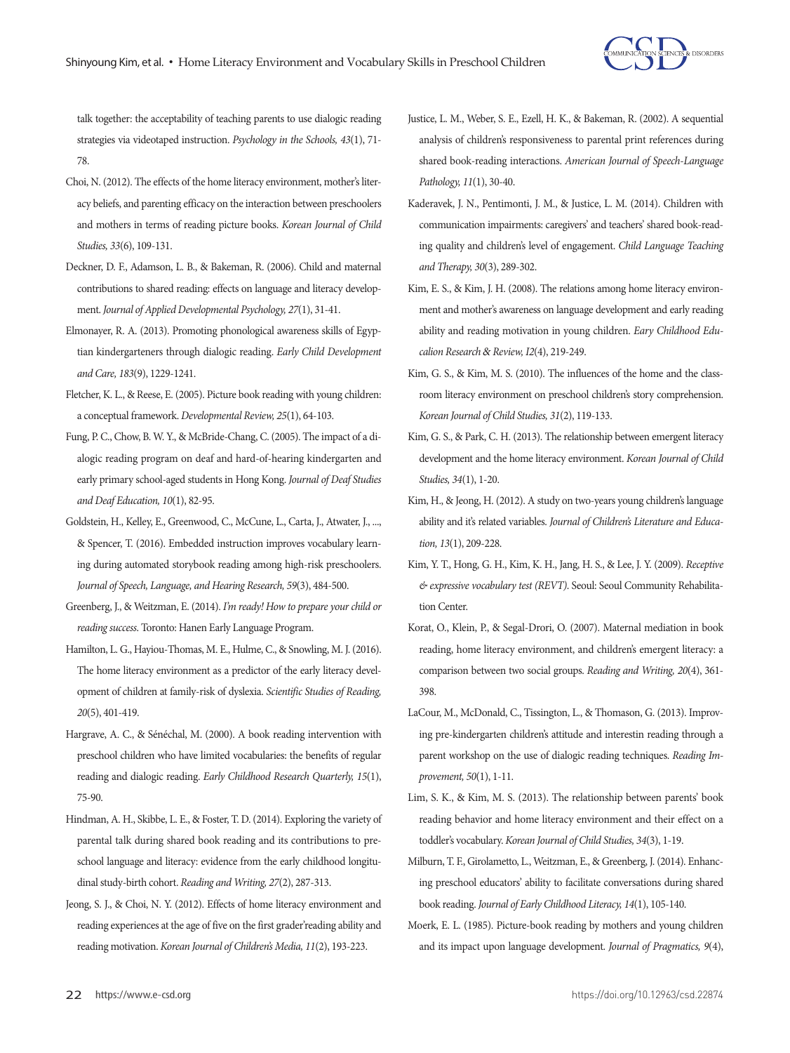talk together: the acceptability of teaching parents to use dialogic reading strategies via videotaped instruction. *Psychology in the Schools, 43*(1), 71-78.

Choi, N. (2012). The effects of the home literacy environment, mother's literacy beliefs, and parenting efficacy on the interaction between preschoolers and mothers in terms of reading picture books. *Korean Journal of Child Studies, 33*(6), 109-131.

Deckner, D. F., Adamson, L. B., & Bakeman, R. (2006). Child and maternal contributions to shared reading: effects on language and literacy development. *Journal of Applied Developmental Psychology, 27*(1), 31-41.

Elmonayer, R. A. (2013). Promoting phonological awareness skills of Egyptian kindergarteners through dialogic reading. *Early Child Development and Care, 183*(9), 1229-1241.

Fletcher, K. L., & Reese, E. (2005). Picture book reading with young children: a conceptual framework. *Developmental Review, 25*(1), 64-103.

Fung, P. C., Chow, B. W. Y., & McBride-Chang, C. (2005). The impact of a dialogic reading program on deaf and hard-of-hearing kindergarten and early primary school-aged students in Hong Kong. *Journal of Deaf Studies and Deaf Education, 10*(1), 82-95.

Goldstein, H., Kelley, E., Greenwood, C., McCune, L., Carta, J., Atwater, J., ..., & Spencer, T. (2016). Embedded instruction improves vocabulary learning during automated storybook reading among high-risk preschoolers. *Journal of Speech, Language, and Hearing Research, 59*(3), 484-500.

Greenberg, J., & Weitzman, E. (2014). *I'm ready! How to prepare your child or reading success*. Toronto: Hanen Early Language Program.

Hamilton, L. G., Hayiou-Thomas, M. E., Hulme, C., & Snowling, M. J. (2016). The home literacy environment as a predictor of the early literacy development of children at family-risk of dyslexia. *Scientific Studies of Reading, 20*(5), 401-419.

Hargrave, A. C., & Sénéchal, M. (2000). A book reading intervention with preschool children who have limited vocabularies: the benefits of regular reading and dialogic reading. *Early Childhood Research Quarterly, 15*(1), 75-90.

Hindman, A. H., Skibbe, L. E., & Foster, T. D. (2014). Exploring the variety of parental talk during shared book reading and its contributions to preschool language and literacy: evidence from the early childhood longitudinal study-birth cohort. *Reading and Writing, 27*(2), 287-313.

Jeong, S. J., & Choi, N. Y. (2012). Effects of home literacy environment and reading experiences at the age of five on the first grader'reading ability and reading motivation. *Korean Journal of Children's Media, 11*(2), 193-223.

Justice, L. M., Weber, S. E., Ezell, H. K., & Bakeman, R. (2002). A sequential analysis of children's responsiveness to parental print references during shared book-reading interactions. *American Journal of Speech-Language Pathology, 11*(1), 30-40.

Kaderavek, J. N., Pentimonti, J. M., & Justice, L. M. (2014). Children with communication impairments: caregivers' and teachers' shared book-reading quality and children's level of engagement. *Child Language Teaching and Therapy, 30*(3), 289-302.

Kim, E. S., & Kim, J. H. (2008). The relations among home literacy environment and mother's awareness on language development and early reading ability and reading motivation in young children. *Eary Childhood Education Research & Review, I2*(4), 219-249.

Kim, G. S., & Kim, M. S. (2010). The influences of the home and the classroom literacy environment on preschool children's story comprehension. *Korean Journal of Child Studies, 31*(2), 119-133.

Kim, G. S., & Park, C. H. (2013). The relationship between emergent literacy development and the home literacy environment. *Korean Journal of Child Studies, 34*(1), 1-20.

Kim, H., & Jeong, H. (2012). A study on two-years young children's language ability and it's related variables. *Journal of Children's Literature and Education, 13*(1), 209-228.

Kim, Y. T., Hong, G. H., Kim, K. H., Jang, H. S., & Lee, J. Y. (2009). *Receptive & expressive vocabulary test (REVT)*. Seoul: Seoul Community Rehabilitation Center.

Korat, O., Klein, P., & Segal-Drori, O. (2007). Maternal mediation in book reading, home literacy environment, and children's emergent literacy: a comparison between two social groups. *Reading and Writing, 20*(4), 361-398.

LaCour, M., McDonald, C., Tissington, L., & Thomason, G. (2013). Improving pre-kindergarten children's attitude and interestin reading through a parent workshop on the use of dialogic reading techniques. *Reading Improvement, 50*(1), 1-11.

Lim, S. K., & Kim, M. S. (2013). The relationship between parents' book reading behavior and home literacy environment and their effect on a toddler's vocabulary. *Korean Journal of Child Studies, 34*(3), 1-19.

Milburn, T. F., Girolametto, L., Weitzman, E., & Greenberg, J. (2014). Enhancing preschool educators' ability to facilitate conversations during shared book reading. *Journal of Early Childhood Literacy, 14*(1), 105-140.

Moerk, E. L. (1985). Picture-book reading by mothers and young children and its impact upon language development. *Journal of Pragmatics, 9*(4),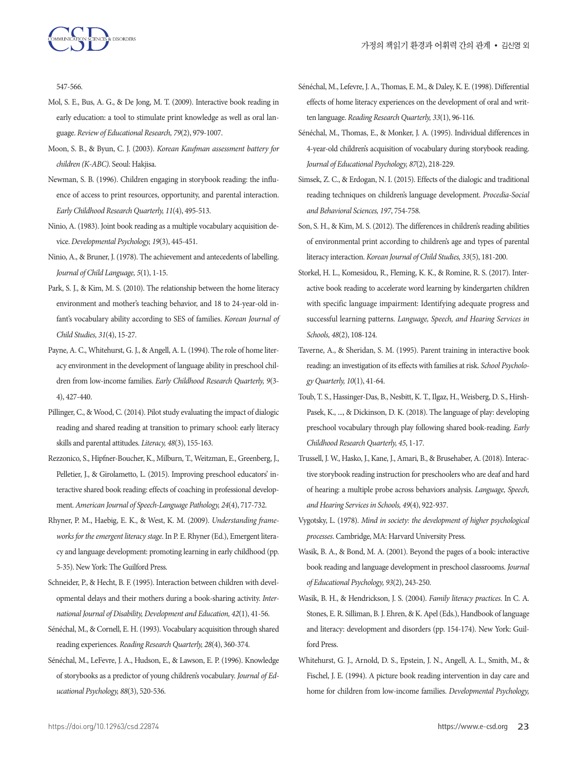547-566.

Mol, S. E., Bus, A. G., & De Jong, M. T. (2009). Interactive book reading in early education: a tool to stimulate print knowledge as well as oral language. *Review of Educational Research, 79*(2), 979-1007.

Moon, S. B., & Byun, C. J. (2003). *Korean Kaufman assessment battery for children (K-ABC)*. Seoul: Hakjisa.

Newman, S. B. (1996). Children engaging in storybook reading: the influence of access to print resources, opportunity, and parental interaction. *Early Childhood Research Quarterly, 11*(4), 495-513.

Ninio, A. (1983). Joint book reading as a multiple vocabulary acquisition device. *Developmental Psychology, 19*(3), 445-451.

Ninio, A., & Bruner, J. (1978). The achievement and antecedents of labelling. *Journal of Child Language, 5*(1), 1-15.

Park, S. J., & Kim, M. S. (2010). The relationship between the home literacy environment and mother's teaching behavior, and 18 to 24-year-old infant's vocabulary ability according to SES of families. *Korean Journal of Child Studies, 31*(4), 15-27.

Payne, A. C., Whitehurst, G. J., & Angell, A. L. (1994). The role of home literacy environment in the development of language ability in preschool children from low-income families. *Early Childhood Research Quarterly, 9*(3-4), 427-440.

Pillinger, C., & Wood, C. (2014). Pilot study evaluating the impact of dialogic reading and shared reading at transition to primary school: early literacy skills and parental attitudes. *Literacy, 48*(3), 155-163.

Rezzonico, S., Hipfner-Boucher, K., Milburn, T., Weitzman, E., Greenberg, J., Pelletier, J., & Girolametto, L. (2015). Improving preschool educators' interactive shared book reading: effects of coaching in professional development. *American Journal of Speech-Language Pathology, 24*(4), 717-732.

Rhyner, P. M., Haebig, E. K., & West, K. M. (2009). *Understanding frameworks for the emergent literacy stage*. In P. E. Rhyner (Ed.), Emergent literacy and language development: promoting learning in early childhood (pp. 5-35). New York: The Guilford Press.

Schneider, P., & Hecht, B. F. (1995). Interaction between children with developmental delays and their mothers during a book-sharing activity. *International Journal of Disability, Development and Education, 42*(1), 41-56.

Sénéchal, M., & Cornell, E. H. (1993). Vocabulary acquisition through shared reading experiences. *Reading Research Quarterly, 28*(4), 360-374.

Sénéchal, M., LeFevre, J. A., Hudson, E., & Lawson, E. P. (1996). Knowledge of storybooks as a predictor of young children's vocabulary. *Journal of Educational Psychology, 88*(3), 520-536.

Sénéchal, M., Lefevre, J. A., Thomas, E. M., & Daley, K. E. (1998). Differential effects of home literacy experiences on the development of oral and written language. *Reading Research Quarterly, 33*(1), 96-116.

Sénéchal, M., Thomas, E., & Monker, J. A. (1995). Individual differences in 4-year-old children's acquisition of vocabulary during storybook reading. *Journal of Educational Psychology, 87*(2), 218-229.

Simsek, Z. C., & Erdogan, N. I. (2015). Effects of the dialogic and traditional reading techniques on children's language development. *Procedia-Social and Behavioral Sciences, 197*, 754-758.

Son, S. H., & Kim, M. S. (2012). The differences in children's reading abilities of environmental print according to children's age and types of parental literacy interaction. *Korean Journal of Child Studies, 33*(5), 181-200.

Storkel, H. L., Komesidou, R., Fleming, K. K., & Romine, R. S. (2017). Interactive book reading to accelerate word learning by kindergarten children with specific language impairment: Identifying adequate progress and successful learning patterns. *Language, Speech, and Hearing Services in Schools, 48*(2), 108-124.

Taverne, A., & Sheridan, S. M. (1995). Parent training in interactive book reading: an investigation of its effects with families at risk. *School Psychology Quarterly, 10*(1), 41-64.

Toub, T. S., Hassinger-Das, B., Nesbitt, K. T., Ilgaz, H., Weisberg, D. S., Hirsh-Pasek, K., ..., & Dickinson, D. K. (2018). The language of play: developing preschool vocabulary through play following shared book-reading. *Early Childhood Research Quarterly, 45*, 1-17.

Trussell, J. W., Hasko, J., Kane, J., Amari, B., & Brusehaber, A. (2018). Interactive storybook reading instruction for preschoolers who are deaf and hard of hearing: a multiple probe across behaviors analysis. *Language, Speech, and Hearing Services in Schools, 49*(4), 922-937.

Vygotsky, L. (1978). *Mind in society: the development of higher psychological processes*. Cambridge, MA: Harvard University Press.

Wasik, B. A., & Bond, M. A. (2001). Beyond the pages of a book: interactive book reading and language development in preschool classrooms. *Journal of Educational Psychology, 93*(2), 243-250.

Wasik, B. H., & Hendrickson, J. S. (2004). *Family literacy practices.* In C. A. Stones, E. R. Silliman, B. J. Ehren, & K. Apel (Eds.), Handbook of language and literacy: development and disorders (pp. 154-174). New York: Guilford Press.

Whitehurst, G. J., Arnold, D. S., Epstein, J. N., Angell, A. L., Smith, M., & Fischel, J. E. (1994). A picture book reading intervention in day care and home for children from low-income families. *Developmental Psychology,*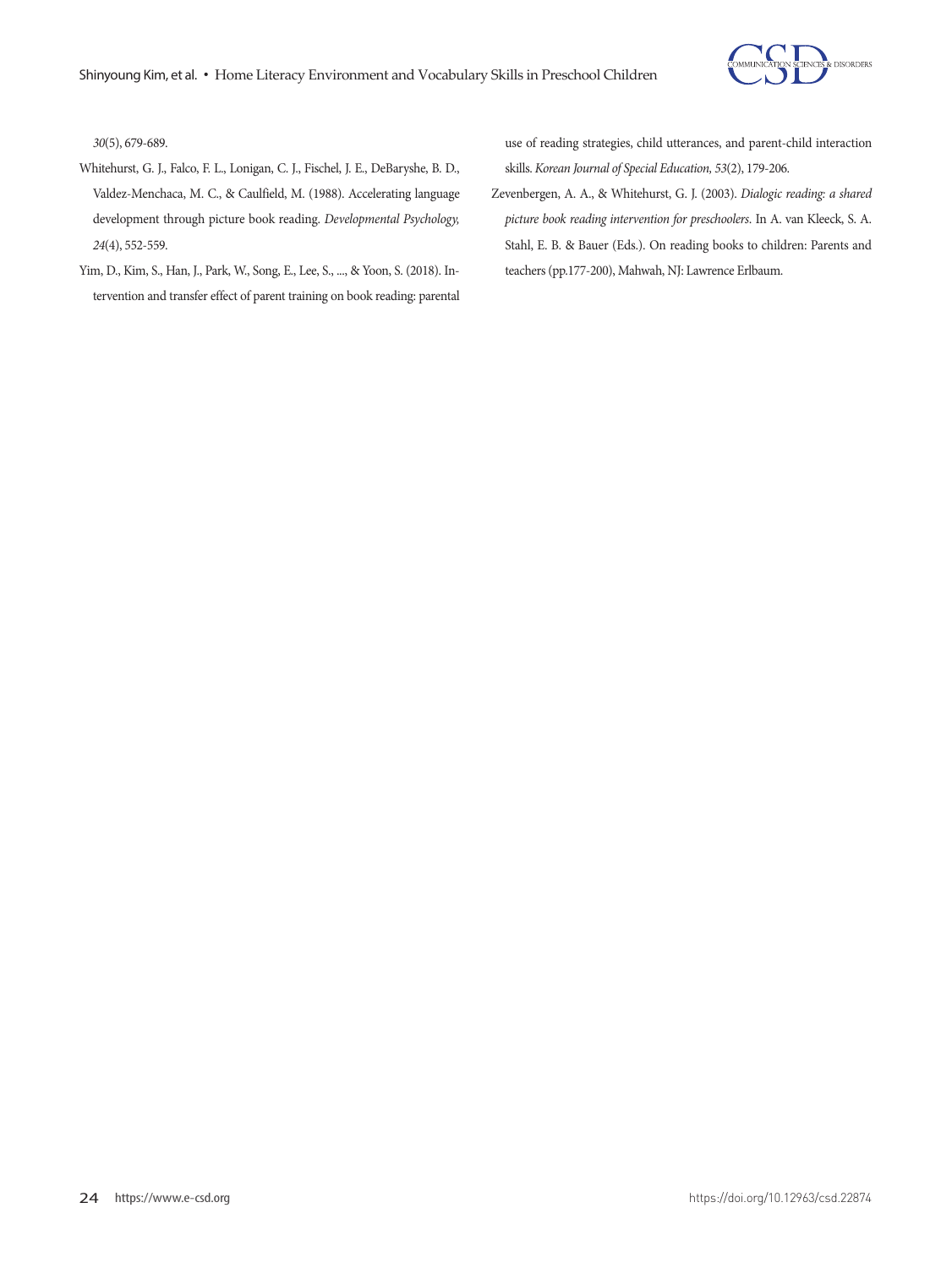*30*(5), 679-689.

Whitehurst, G. J., Falco, F. L., Lonigan, C. J., Fischel, J. E., DeBaryshe, B. D., Valdez-Menchaca, M. C., & Caulfield, M. (1988). Accelerating language development through picture book reading. *Developmental Psychology, 24*(4), 552-559.

Yim, D., Kim, S., Han, J., Park, W., Song, E., Lee, S., ..., & Yoon, S. (2018). Intervention and transfer effect of parent training on book reading: parental use of reading strategies, child utterances, and parent-child interaction skills. *Korean Journal of Special Education, 53*(2), 179-206.

Zevenbergen, A. A., & Whitehurst, G. J. (2003). *Dialogic reading: a shared picture book reading intervention for preschoolers*. In A. van Kleeck, S. A. Stahl, E. B. & Bauer (Eds.). On reading books to children: Parents and teachers (pp.177-200), Mahwah, NJ: Lawrence Erlbaum.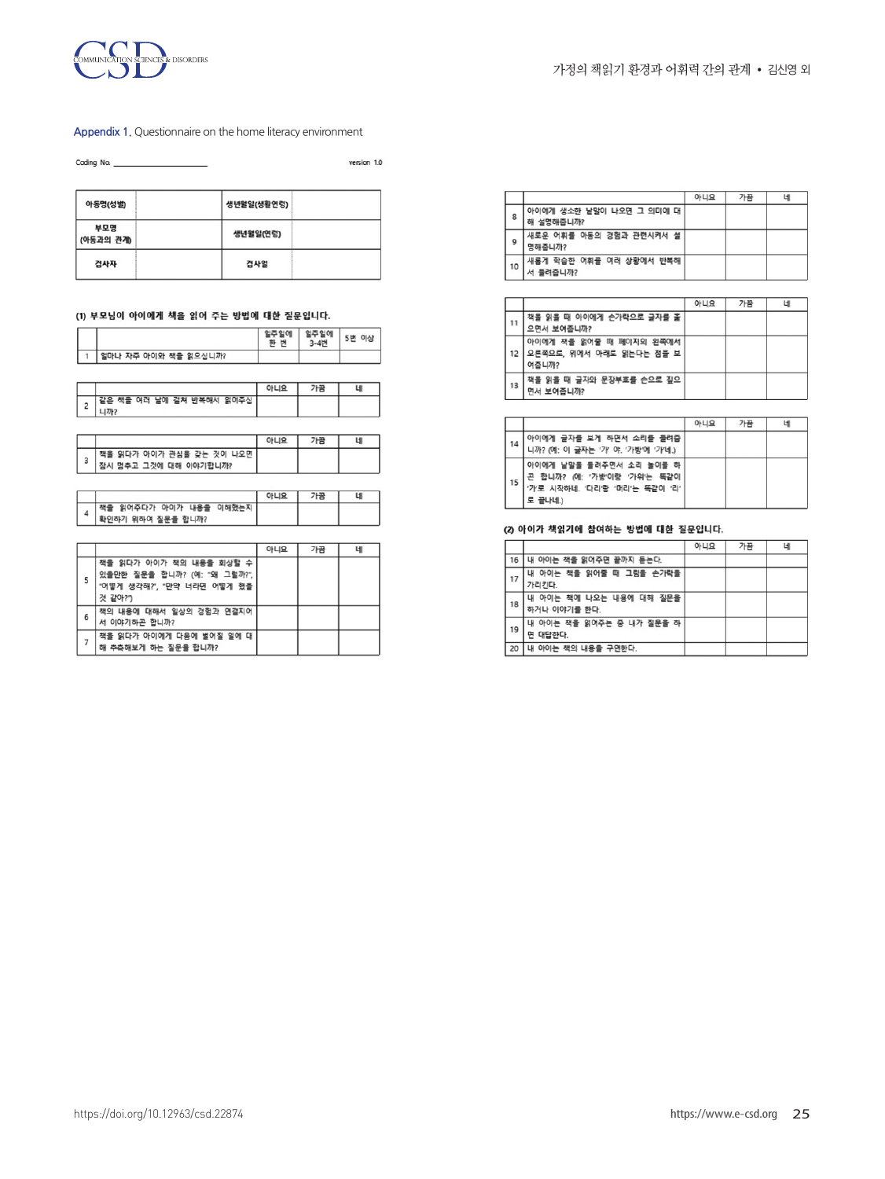Appendix 1. Questionnaire on the home literacy environment

Coding No. ____________________ version 1.0

| 아동명(성별) | | 생년월일(생활연령) | |
|---|---|---|---|
| 부모명<br>(아동과의 관계) | | 생년월일(연령) | |
| 검사자 | | 검사일 | |

**(1) 부모님이 아이에게 책을 읽어 주는 방법에 대한 질문입니다.**

| | | 일주일에 한 번 | 일주일에 3-4번 | 5번 이상 |
|---|---|---|---|---|
| 1 | 얼마나 자주 아이와 책을 읽으십니까? | | | |

| | | 아니요 | 가끔 | 네 |
|---|---|---|---|---|
| 2 | 같은 책을 여러 날에 걸쳐 반복해서 읽어주십니까? | | | |

| | | 아니요 | 가끔 | 네 |
|---|---|---|---|---|
| 3 | 책을 읽다가 아이가 관심을 갖는 것이 나오면 잠시 멈추고 그것에 대해 이야기합니까? | | | |

| | | 아니요 | 가끔 | 네 |
|---|---|---|---|---|
| 4 | 책을 읽어주다가 아이가 내용을 이해했는지 확인하기 위하여 질문을 합니까? | | | |

| | | 아니요 | 가끔 | 네 |
|---|---|---|---|---|
| 5 | 책을 읽다가 아이가 책의 내용을 회상할 수 있을만한 질문을 합니까? (예: "왜 그랬을까?", "어떻게 생각해?", "만약 너라면 어떻게 했을 것 같아?") | | | |
| 6 | 책의 내용에 대해서 일상의 경험과 연결지어서 이야기하곤 합니까? | | | |
| 7 | 책을 읽다가 아이에게 다음에 벌어질 일에 대해 추측해보게 하는 질문을 합니까? | | | |

| | | 아니요 | 가끔 | 네 |
|---|---|---|---|---|
| 8 | 아이에게 생소한 낱말이 나오면 그 의미에 대해 설명해줍니까? | | | |
| 9 | 새로운 어휘를 아동의 경험과 관련시켜서 설명해줍니까? | | | |
| 10 | 새롭게 학습한 어휘를 여러 상황에서 반복해서 들려줍니까? | | | |

| | | 아니요 | 가끔 | 네 |
|---|---|---|---|---|
| 11 | 책을 읽을 때 아이에게 손가락으로 글자를 짚으면서 보여줍니까? | | | |
| 12 | 아이에게 책을 읽어줄 때 페이지의 왼쪽에서 오른쪽으로, 위에서 아래로 읽는다는 점을 보여줍니까? | | | |
| 13 | 책을 읽을 때 글자와 문장부호를 손으로 짚으면서 보여줍니까? | | | |

| | | 아니요 | 가끔 | 네 |
|---|---|---|---|---|
| 14 | 아이에게 글자를 보게 하면서 소리를 들려줍니까? (예: 이 글자는 '가' 야. '가방'에 '가'네.) | | | |
| 15 | 아이에게 낱말을 들려주면서 소리 놀이를 하곤 합니까? (예: '가방'이랑 '가위'는 똑같이 '가'로 시작하네. '다리'랑 '머리'는 똑같이 '리'로 끝나네.) | | | |

**(2) 아이가 책읽기에 참여하는 방법에 대한 질문입니다.**

| | | 아니요 | 가끔 | 네 |
|---|---|---|---|---|
| 16 | 내 아이는 책을 읽어주면 끝까지 듣는다. | | | |
| 17 | 내 아이는 책을 읽어줄 때 그림을 손가락을 가리킨다. | | | |
| 18 | 내 아이는 책에 나오는 내용에 대해 질문을 하거나 이야기를 한다. | | | |
| 19 | 내 아이는 책을 읽어주는 중 내가 질문을 하면 대답한다. | | | |
| 20 | 내 아이는 책의 내용을 구연한다. | | | |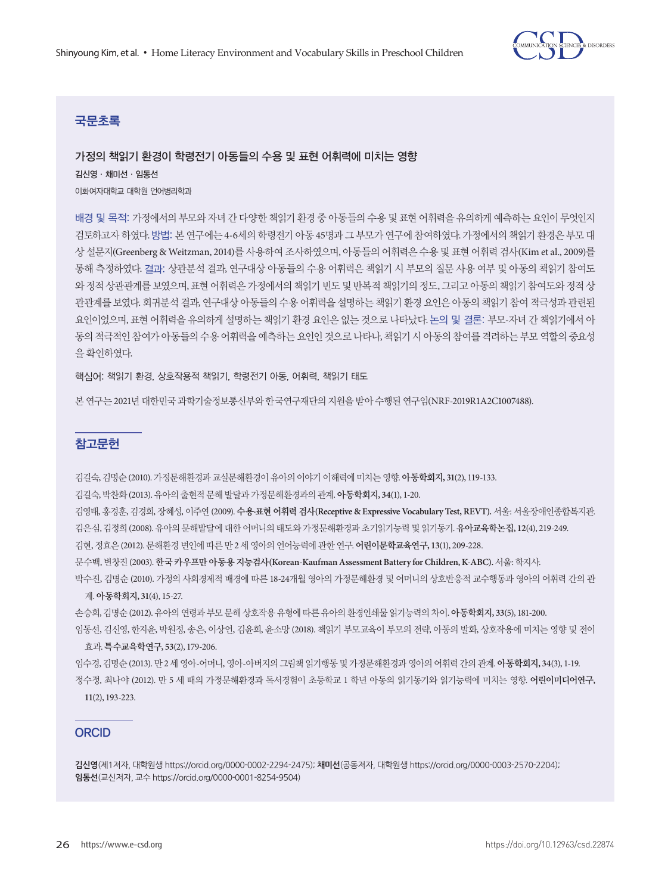## 국문초록

### 가정의 책읽기 환경이 학령전기 아동들의 수용 및 표현 어휘력에 미치는 영향

김신영 · 채미선 · 임동선

이화여자대학교 대학원 언어병리학과

배경 및 목적: 가정에서의 부모와 자녀 간 다양한 책읽기 환경 중 아동들의 수용 및 표현 어휘력을 유의하게 예측하는 요인이 무엇인지 검토하고자 하였다. 방법: 본 연구에는 4-6세의 학령전기 아동 45명과 그 부모가 연구에 참여하였다. 가정에서의 책읽기 환경은 부모 대상 설문지(Greenberg & Weitzman, 2014)를 사용하여 조사하였으며, 아동들의 어휘력은 수용 및 표현 어휘력 검사(Kim et al., 2009)를 통해 측정하였다. 결과: 상관분석 결과, 연구대상 아동들의 수용 어휘력은 책읽기 시 부모의 질문 사용 여부 및 아동의 책읽기 참여도와 정적 상관관계를 보였으며, 표현 어휘력은 가정에서의 책읽기 빈도 및 반복적 책읽기의 정도, 그리고 아동의 책읽기 참여도와 정적 상관관계를 보였다. 회귀분석 결과, 연구대상 아동들의 수용 어휘력을 설명하는 책읽기 환경 요인은 아동의 책읽기 참여 적극성과 관련된 요인이었으며, 표현 어휘력을 유의하게 설명하는 책읽기 환경 요인은 없는 것으로 나타났다. 논의 및 결론: 부모-자녀 간 책읽기에서 아동의 적극적인 참여가 아동들의 수용 어휘력을 예측하는 요인인 것으로 나타나, 책읽기 시 아동의 참여를 격려하는 부모 역할의 중요성을 확인하였다.

핵심어: 책읽기 환경, 상호작용적 책읽기, 학령전기 아동, 어휘력, 책읽기 태도

본 연구는 2021년 대한민국 과학기술정보통신부와 한국연구재단의 지원을 받아 수행된 연구임(NRF-2019R1A2C1007488).

## 참고문헌

김길숙, 김명순 (2010). 가정문해환경과 교실문해환경이 유아의 이야기 이해력에 미치는 영향. **아동학회지, 31**(2), 119-133.

김길숙, 박찬화 (2013). 유아의 출현적 문해 발달과 가정문해환경과의 관계. **아동학회지, 34**(1), 1-20.

김영태, 홍경훈, 김경희, 장혜성, 이주연 (2009). **수용·표현 어휘력 검사(Receptive & Expressive Vocabulary Test, REVT).** 서울: 서울장애인종합복지관.

김은심, 김정희 (2008). 유아의 문해발달에 대한 어머니의 태도와 가정문해환경과 초기읽기능력 및 읽기동기. **유아교육학논집, 12**(4), 219-249.

김현, 정효은 (2012). 문해환경 변인에 따른 만 2 세 영아의 언어능력에 관한 연구. **어린이문학교육연구, 13**(1), 209-228.

문수백, 변창진 (2003). **한국 카우프만 아동용 지능검사(Korean-Kaufman Assessment Battery for Children, K-ABC).** 서울: 학지사.

박수진, 김명순 (2010). 가정의 사회경제적 배경에 따른 18-24개월 영아의 가정문해환경 및 어머니의 상호반응적 교수행동과 영아의 어휘력 간의 관계. **아동학회지, 31**(4), 15-27.

손승희, 김명순 (2012). 유아의 연령과 부모 문해 상호작용 유형에 따른 유아의 환경인쇄물 읽기능력의 차이. **아동학회지, 33**(5), 181-200.

임동선, 김신영, 한지윤, 박원정, 송은, 이상언, 김윤희, 윤소망 (2018). 책읽기 부모교육이 부모의 전략, 아동의 발화, 상호작용에 미치는 영향 및 전이 효과. **특수교육학연구, 53**(2), 179-206.

임수경, 김명순 (2013). 만 2 세 영아-어머니, 영아-아버지의 그림책 읽기행동 및 가정문해환경과 영아의 어휘력 간의 관계. **아동학회지, 34**(3), 1-19.

정수정, 최나야 (2012). 만 5 세 때의 가정문해환경과 독서경험이 초등학교 1 학년 아동의 읽기동기와 읽기능력에 미치는 영향. **어린이미디어연구, 11**(2), 193-223.

## ORCID

**김신영**(제1저자, 대학원생 https://orcid.org/0000-0002-2294-2475); **채미선**(공동저자, 대학원생 https://orcid.org/0000-0003-2570-2204); **임동선**(교신저자, 교수 https://orcid.org/0000-0001-8254-9504)